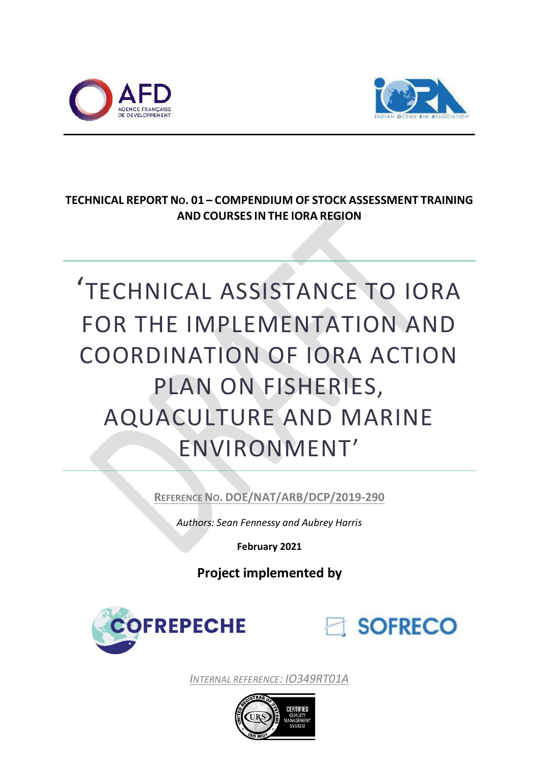AFD
AGENCE FRANÇAISE DE DEVELOPPEMENT

INDIAN OCEAN RIM ASSOCIATION

**TECHNICAL REPORT No. 01 – COMPENDIUM OF STOCK ASSESSMENT TRAINING AND COURSES IN THE IORA REGION**

# ‘TECHNICAL ASSISTANCE TO IORA FOR THE IMPLEMENTATION AND COORDINATION OF IORA ACTION PLAN ON FISHERIES, AQUACULTURE AND MARINE ENVIRONMENT’

**REFERENCE NO. DOE/NAT/ARB/DCP/2019-290**

*Authors: Sean Fennessy and Aubrey Harris*

**February 2021**

**Project implemented by**

COFREPECHE    SOFRECO

*INTERNAL REFERENCE: IO349RT01A*

UNITED REGISTRAR OF SYSTEMS – CERTIFIED QUALITY MANAGEMENT SYSTEM – ISO 9001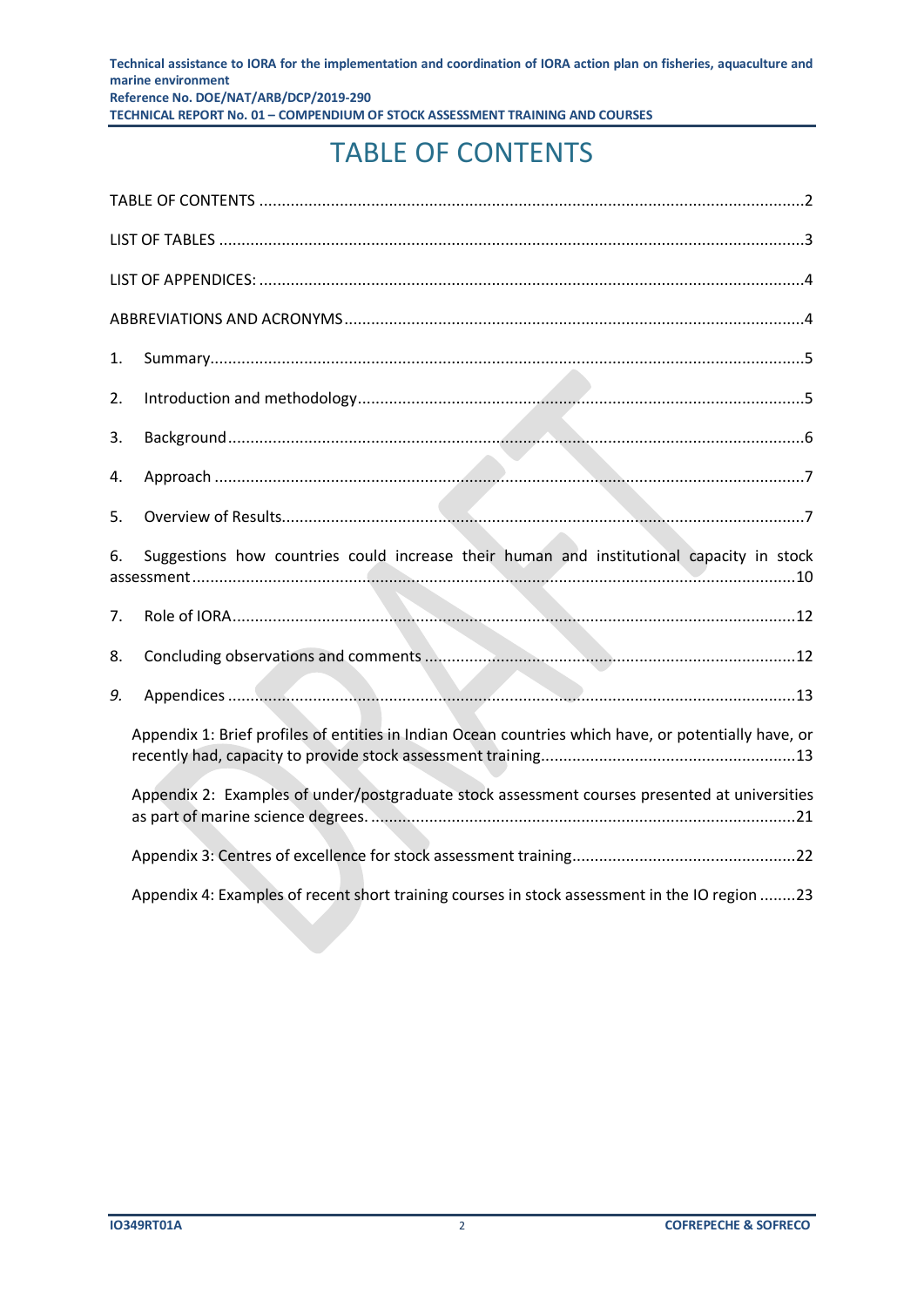# TABLE OF CONTENTS

TABLE OF CONTENTS ..........2

LIST OF TABLES ..........3

LIST OF APPENDICES: ..........4

ABBREVIATIONS AND ACRONYMS ..........4

1. Summary ..........5
2. Introduction and methodology ..........5
3. Background ..........6
4. Approach ..........7
5. Overview of Results ..........7
6. Suggestions how countries could increase their human and institutional capacity in stock assessment ..........10
7. Role of IORA ..........12
8. Concluding observations and comments ..........12
9. *Appendices* ..........13

   Appendix 1: Brief profiles of entities in Indian Ocean countries which have, or potentially have, or recently had, capacity to provide stock assessment training ..........13

   Appendix 2: Examples of under/postgraduate stock assessment courses presented at universities as part of marine science degrees. ..........21

   Appendix 3: Centres of excellence for stock assessment training ..........22

   Appendix 4: Examples of recent short training courses in stock assessment in the IO region ..........23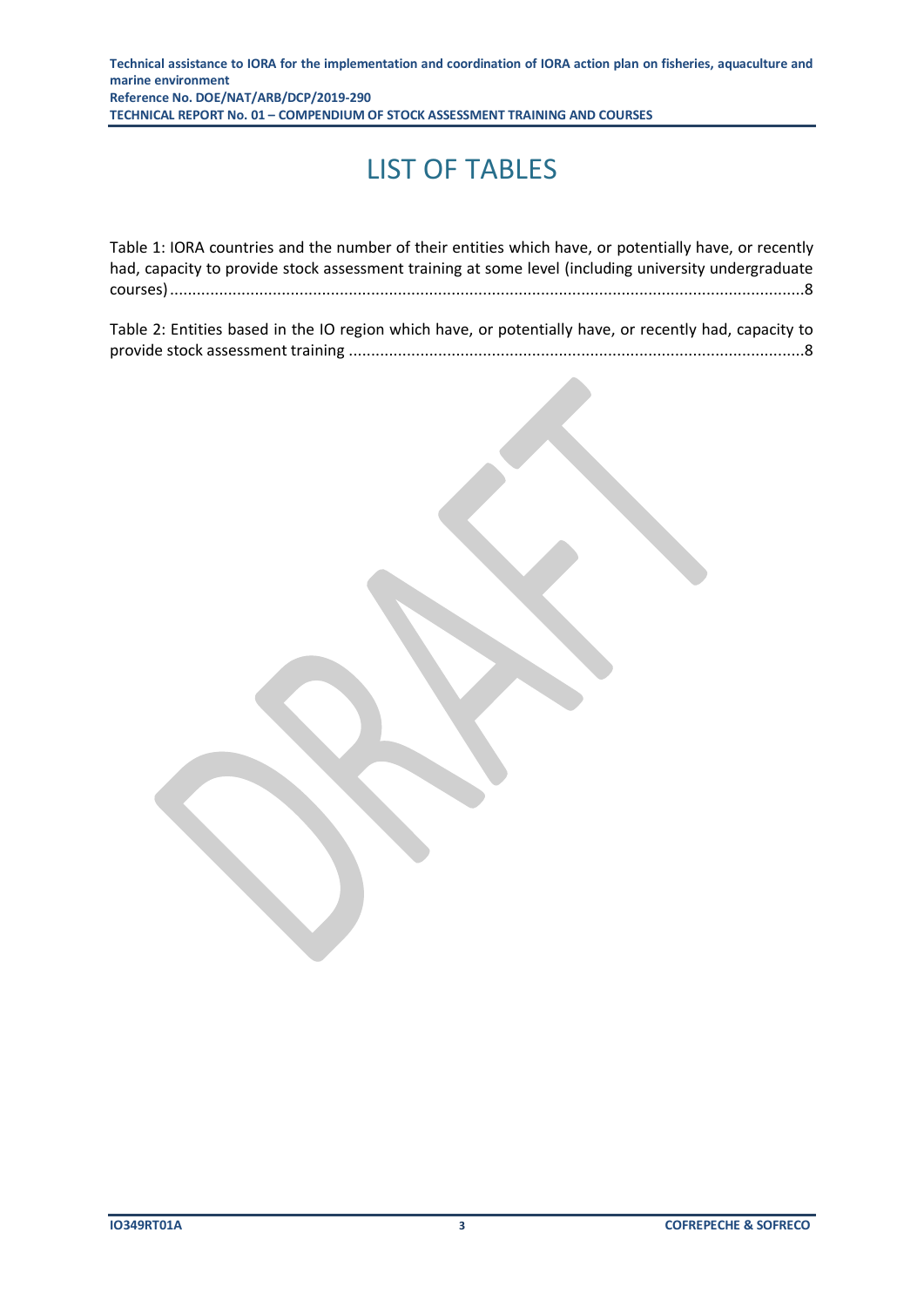# LIST OF TABLES

Table 1: IORA countries and the number of their entities which have, or potentially have, or recently had, capacity to provide stock assessment training at some level (including university undergraduate courses) ............................................................................................................................................8

Table 2: Entities based in the IO region which have, or potentially have, or recently had, capacity to provide stock assessment training ....................................................................................................8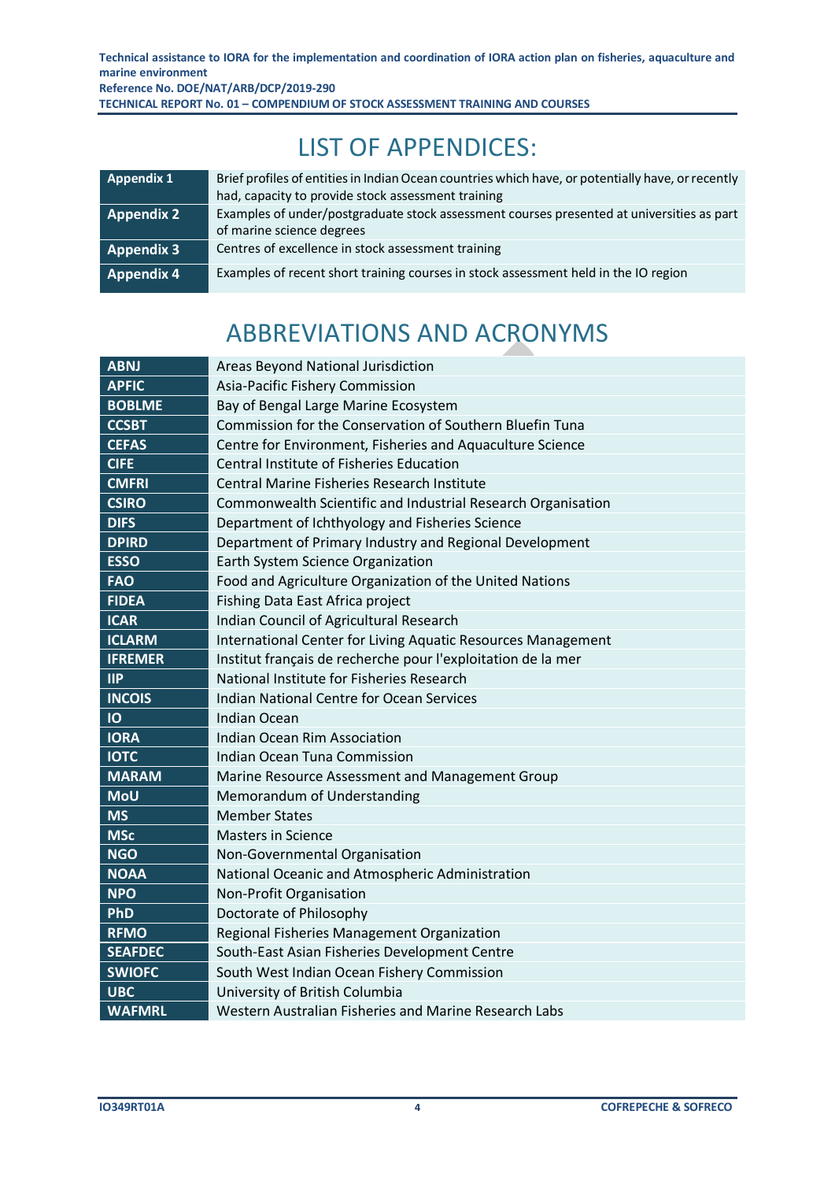# LIST OF APPENDICES:

| | |
|---|---|
| **Appendix 1** | Brief profiles of entities in Indian Ocean countries which have, or potentially have, or recently had, capacity to provide stock assessment training |
| **Appendix 2** | Examples of under/postgraduate stock assessment courses presented at universities as part of marine science degrees |
| **Appendix 3** | Centres of excellence in stock assessment training |
| **Appendix 4** | Examples of recent short training courses in stock assessment held in the IO region |

# ABBREVIATIONS AND ACRONYMS

| | |
|---|---|
| **ABNJ** | Areas Beyond National Jurisdiction |
| **APFIC** | Asia-Pacific Fishery Commission |
| **BOBLME** | Bay of Bengal Large Marine Ecosystem |
| **CCSBT** | Commission for the Conservation of Southern Bluefin Tuna |
| **CEFAS** | Centre for Environment, Fisheries and Aquaculture Science |
| **CIFE** | Central Institute of Fisheries Education |
| **CMFRI** | Central Marine Fisheries Research Institute |
| **CSIRO** | Commonwealth Scientific and Industrial Research Organisation |
| **DIFS** | Department of Ichthyology and Fisheries Science |
| **DPIRD** | Department of Primary Industry and Regional Development |
| **ESSO** | Earth System Science Organization |
| **FAO** | Food and Agriculture Organization of the United Nations |
| **FIDEA** | Fishing Data East Africa project |
| **ICAR** | Indian Council of Agricultural Research |
| **ICLARM** | International Center for Living Aquatic Resources Management |
| **IFREMER** | Institut français de recherche pour l'exploitation de la mer |
| **IIP** | National Institute for Fisheries Research |
| **INCOIS** | Indian National Centre for Ocean Services |
| **IO** | Indian Ocean |
| **IORA** | Indian Ocean Rim Association |
| **IOTC** | Indian Ocean Tuna Commission |
| **MARAM** | Marine Resource Assessment and Management Group |
| **MoU** | Memorandum of Understanding |
| **MS** | Member States |
| **MSc** | Masters in Science |
| **NGO** | Non-Governmental Organisation |
| **NOAA** | National Oceanic and Atmospheric Administration |
| **NPO** | Non-Profit Organisation |
| **PhD** | Doctorate of Philosophy |
| **RFMO** | Regional Fisheries Management Organization |
| **SEAFDEC** | South-East Asian Fisheries Development Centre |
| **SWIOFC** | South West Indian Ocean Fishery Commission |
| **UBC** | University of British Columbia |
| **WAFMRL** | Western Australian Fisheries and Marine Research Labs |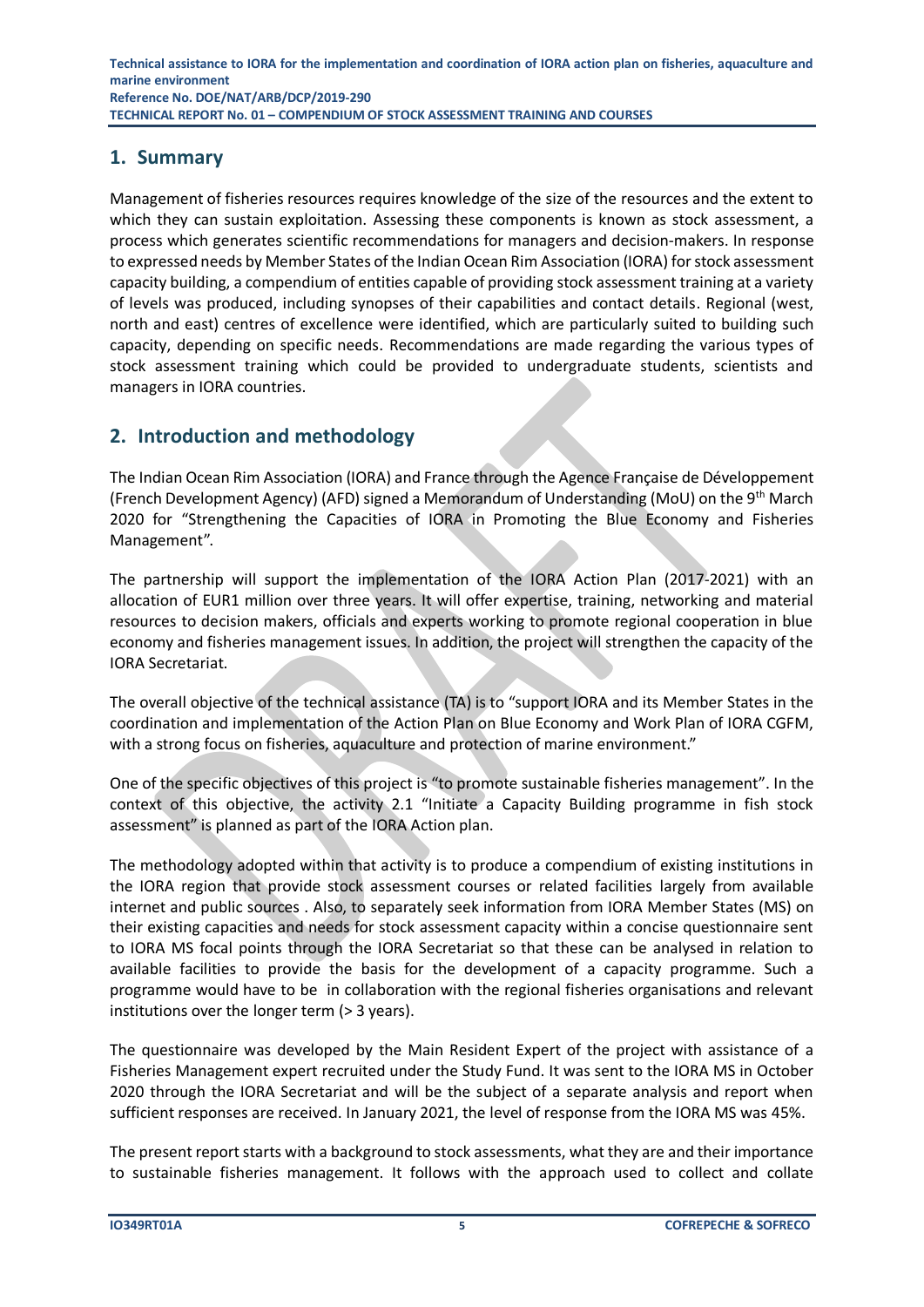## 1. Summary

Management of fisheries resources requires knowledge of the size of the resources and the extent to which they can sustain exploitation. Assessing these components is known as stock assessment, a process which generates scientific recommendations for managers and decision-makers. In response to expressed needs by Member States of the Indian Ocean Rim Association (IORA) for stock assessment capacity building, a compendium of entities capable of providing stock assessment training at a variety of levels was produced, including synopses of their capabilities and contact details. Regional (west, north and east) centres of excellence were identified, which are particularly suited to building such capacity, depending on specific needs. Recommendations are made regarding the various types of stock assessment training which could be provided to undergraduate students, scientists and managers in IORA countries.

## 2. Introduction and methodology

The Indian Ocean Rim Association (IORA) and France through the Agence Française de Développement (French Development Agency) (AFD) signed a Memorandum of Understanding (MoU) on the 9th March 2020 for "Strengthening the Capacities of IORA in Promoting the Blue Economy and Fisheries Management".

The partnership will support the implementation of the IORA Action Plan (2017-2021) with an allocation of EUR1 million over three years. It will offer expertise, training, networking and material resources to decision makers, officials and experts working to promote regional cooperation in blue economy and fisheries management issues. In addition, the project will strengthen the capacity of the IORA Secretariat.

The overall objective of the technical assistance (TA) is to "support IORA and its Member States in the coordination and implementation of the Action Plan on Blue Economy and Work Plan of IORA CGFM, with a strong focus on fisheries, aquaculture and protection of marine environment."

One of the specific objectives of this project is "to promote sustainable fisheries management". In the context of this objective, the activity 2.1 "Initiate a Capacity Building programme in fish stock assessment" is planned as part of the IORA Action plan.

The methodology adopted within that activity is to produce a compendium of existing institutions in the IORA region that provide stock assessment courses or related facilities largely from available internet and public sources . Also, to separately seek information from IORA Member States (MS) on their existing capacities and needs for stock assessment capacity within a concise questionnaire sent to IORA MS focal points through the IORA Secretariat so that these can be analysed in relation to available facilities to provide the basis for the development of a capacity programme. Such a programme would have to be in collaboration with the regional fisheries organisations and relevant institutions over the longer term (> 3 years).

The questionnaire was developed by the Main Resident Expert of the project with assistance of a Fisheries Management expert recruited under the Study Fund. It was sent to the IORA MS in October 2020 through the IORA Secretariat and will be the subject of a separate analysis and report when sufficient responses are received. In January 2021, the level of response from the IORA MS was 45%.

The present report starts with a background to stock assessments, what they are and their importance to sustainable fisheries management. It follows with the approach used to collect and collate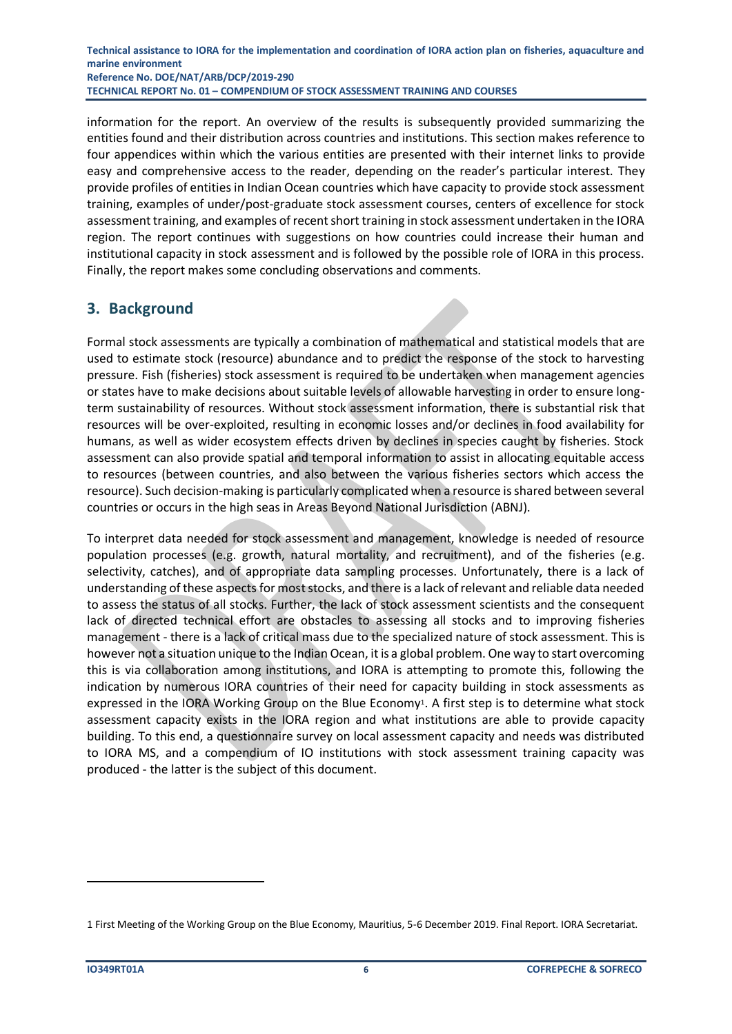information for the report. An overview of the results is subsequently provided summarizing the entities found and their distribution across countries and institutions. This section makes reference to four appendices within which the various entities are presented with their internet links to provide easy and comprehensive access to the reader, depending on the reader's particular interest. They provide profiles of entities in Indian Ocean countries which have capacity to provide stock assessment training, examples of under/post-graduate stock assessment courses, centers of excellence for stock assessment training, and examples of recent short training in stock assessment undertaken in the IORA region. The report continues with suggestions on how countries could increase their human and institutional capacity in stock assessment and is followed by the possible role of IORA in this process. Finally, the report makes some concluding observations and comments.

## 3. Background

Formal stock assessments are typically a combination of mathematical and statistical models that are used to estimate stock (resource) abundance and to predict the response of the stock to harvesting pressure. Fish (fisheries) stock assessment is required to be undertaken when management agencies or states have to make decisions about suitable levels of allowable harvesting in order to ensure long-term sustainability of resources. Without stock assessment information, there is substantial risk that resources will be over-exploited, resulting in economic losses and/or declines in food availability for humans, as well as wider ecosystem effects driven by declines in species caught by fisheries. Stock assessment can also provide spatial and temporal information to assist in allocating equitable access to resources (between countries, and also between the various fisheries sectors which access the resource). Such decision-making is particularly complicated when a resource is shared between several countries or occurs in the high seas in Areas Beyond National Jurisdiction (ABNJ).

To interpret data needed for stock assessment and management, knowledge is needed of resource population processes (e.g. growth, natural mortality, and recruitment), and of the fisheries (e.g. selectivity, catches), and of appropriate data sampling processes. Unfortunately, there is a lack of understanding of these aspects for most stocks, and there is a lack of relevant and reliable data needed to assess the status of all stocks. Further, the lack of stock assessment scientists and the consequent lack of directed technical effort are obstacles to assessing all stocks and to improving fisheries management - there is a lack of critical mass due to the specialized nature of stock assessment. This is however not a situation unique to the Indian Ocean, it is a global problem. One way to start overcoming this is via collaboration among institutions, and IORA is attempting to promote this, following the indication by numerous IORA countries of their need for capacity building in stock assessments as expressed in the IORA Working Group on the Blue Economy[1]. A first step is to determine what stock assessment capacity exists in the IORA region and what institutions are able to provide capacity building. To this end, a questionnaire survey on local assessment capacity and needs was distributed to IORA MS, and a compendium of IO institutions with stock assessment training capacity was produced - the latter is the subject of this document.

---

1 First Meeting of the Working Group on the Blue Economy, Mauritius, 5-6 December 2019. Final Report. IORA Secretariat.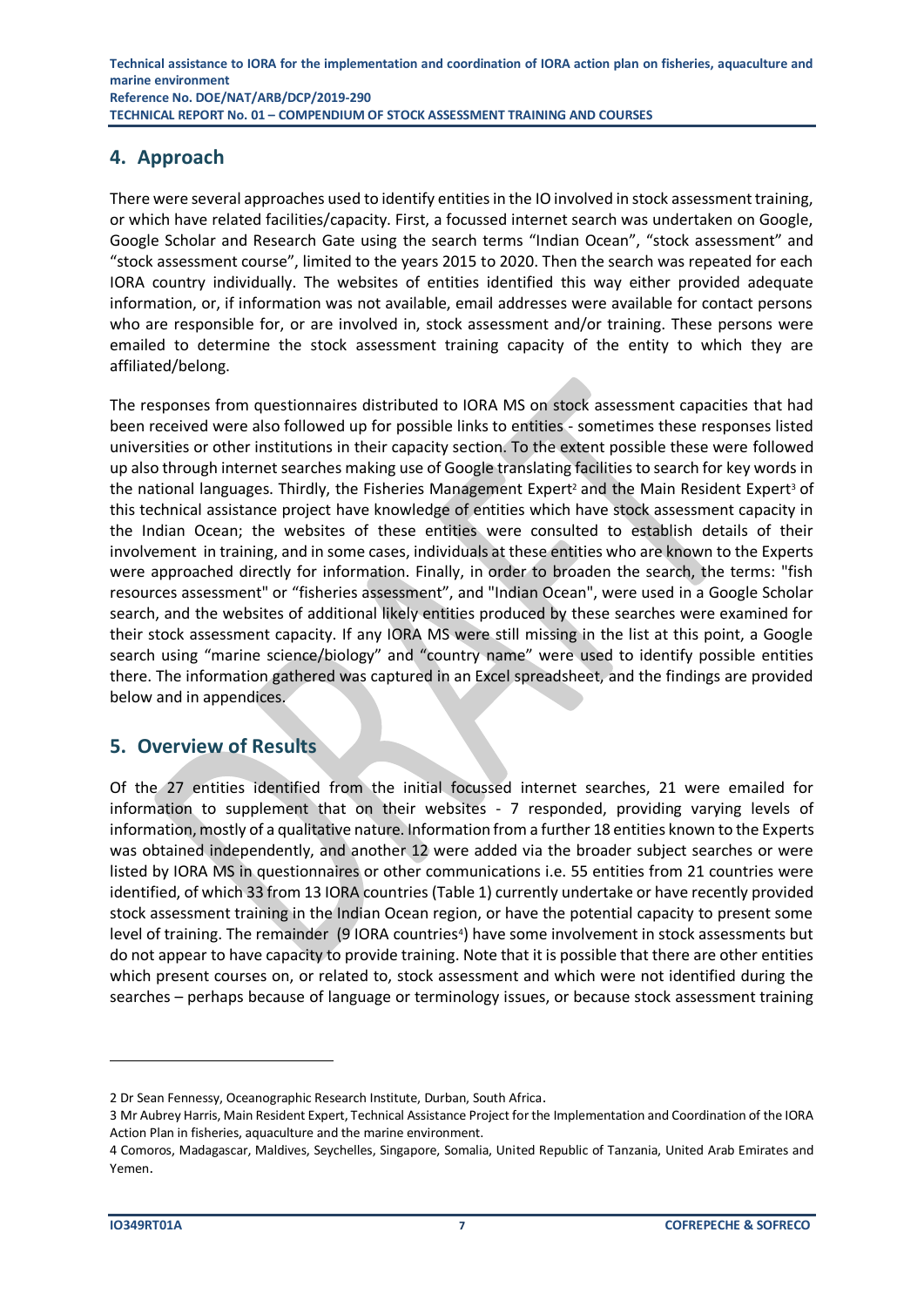## 4. Approach

There were several approaches used to identify entities in the IO involved in stock assessment training, or which have related facilities/capacity. First, a focussed internet search was undertaken on Google, Google Scholar and Research Gate using the search terms "Indian Ocean", "stock assessment" and "stock assessment course", limited to the years 2015 to 2020. Then the search was repeated for each IORA country individually. The websites of entities identified this way either provided adequate information, or, if information was not available, email addresses were available for contact persons who are responsible for, or are involved in, stock assessment and/or training. These persons were emailed to determine the stock assessment training capacity of the entity to which they are affiliated/belong.

The responses from questionnaires distributed to IORA MS on stock assessment capacities that had been received were also followed up for possible links to entities - sometimes these responses listed universities or other institutions in their capacity section. To the extent possible these were followed up also through internet searches making use of Google translating facilities to search for key words in the national languages. Thirdly, the Fisheries Management Expert[2] and the Main Resident Expert[3] of this technical assistance project have knowledge of entities which have stock assessment capacity in the Indian Ocean; the websites of these entities were consulted to establish details of their involvement in training, and in some cases, individuals at these entities who are known to the Experts were approached directly for information. Finally, in order to broaden the search, the terms: "fish resources assessment" or "fisheries assessment", and "Indian Ocean", were used in a Google Scholar search, and the websites of additional likely entities produced by these searches were examined for their stock assessment capacity. If any IORA MS were still missing in the list at this point, a Google search using "marine science/biology" and "country name" were used to identify possible entities there. The information gathered was captured in an Excel spreadsheet, and the findings are provided below and in appendices.

## 5. Overview of Results

Of the 27 entities identified from the initial focussed internet searches, 21 were emailed for information to supplement that on their websites - 7 responded, providing varying levels of information, mostly of a qualitative nature. Information from a further 18 entities known to the Experts was obtained independently, and another 12 were added via the broader subject searches or were listed by IORA MS in questionnaires or other communications i.e. 55 entities from 21 countries were identified, of which 33 from 13 IORA countries (Table 1) currently undertake or have recently provided stock assessment training in the Indian Ocean region, or have the potential capacity to present some level of training. The remainder (9 IORA countries[4]) have some involvement in stock assessments but do not appear to have capacity to provide training. Note that it is possible that there are other entities which present courses on, or related to, stock assessment and which were not identified during the searches – perhaps because of language or terminology issues, or because stock assessment training

---

2 Dr Sean Fennessy, Oceanographic Research Institute, Durban, South Africa.

3 Mr Aubrey Harris, Main Resident Expert, Technical Assistance Project for the Implementation and Coordination of the IORA Action Plan in fisheries, aquaculture and the marine environment.

4 Comoros, Madagascar, Maldives, Seychelles, Singapore, Somalia, United Republic of Tanzania, United Arab Emirates and Yemen.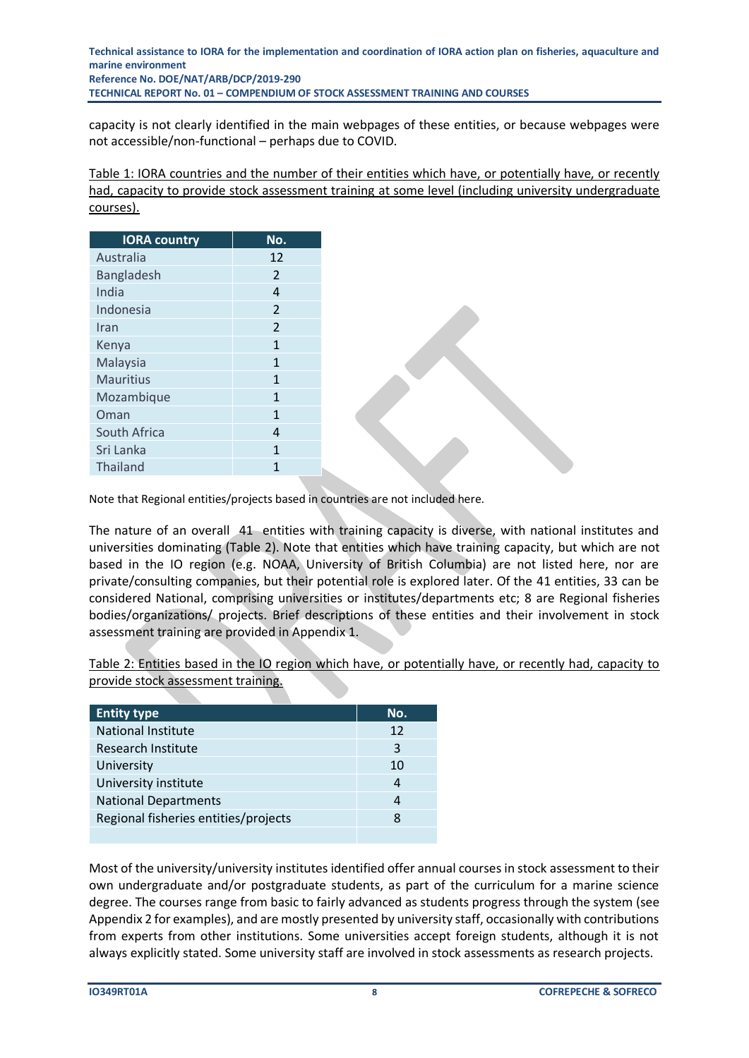capacity is not clearly identified in the main webpages of these entities, or because webpages were not accessible/non-functional – perhaps due to COVID.

Table 1: IORA countries and the number of their entities which have, or potentially have, or recently had, capacity to provide stock assessment training at some level (including university undergraduate courses).

| IORA country | No. |
|---|---|
| Australia | 12 |
| Bangladesh | 2 |
| India | 4 |
| Indonesia | 2 |
| Iran | 2 |
| Kenya | 1 |
| Malaysia | 1 |
| Mauritius | 1 |
| Mozambique | 1 |
| Oman | 1 |
| South Africa | 4 |
| Sri Lanka | 1 |
| Thailand | 1 |

Note that Regional entities/projects based in countries are not included here.

The nature of an overall 41 entities with training capacity is diverse, with national institutes and universities dominating (Table 2). Note that entities which have training capacity, but which are not based in the IO region (e.g. NOAA, University of British Columbia) are not listed here, nor are private/consulting companies, but their potential role is explored later. Of the 41 entities, 33 can be considered National, comprising universities or institutes/departments etc; 8 are Regional fisheries bodies/organizations/ projects. Brief descriptions of these entities and their involvement in stock assessment training are provided in Appendix 1.

Table 2: Entities based in the IO region which have, or potentially have, or recently had, capacity to provide stock assessment training.

| Entity type | No. |
|---|---|
| National Institute | 12 |
| Research Institute | 3 |
| University | 10 |
| University institute | 4 |
| National Departments | 4 |
| Regional fisheries entities/projects | 8 |
| | |

Most of the university/university institutes identified offer annual courses in stock assessment to their own undergraduate and/or postgraduate students, as part of the curriculum for a marine science degree. The courses range from basic to fairly advanced as students progress through the system (see Appendix 2 for examples), and are mostly presented by university staff, occasionally with contributions from experts from other institutions. Some universities accept foreign students, although it is not always explicitly stated. Some university staff are involved in stock assessments as research projects.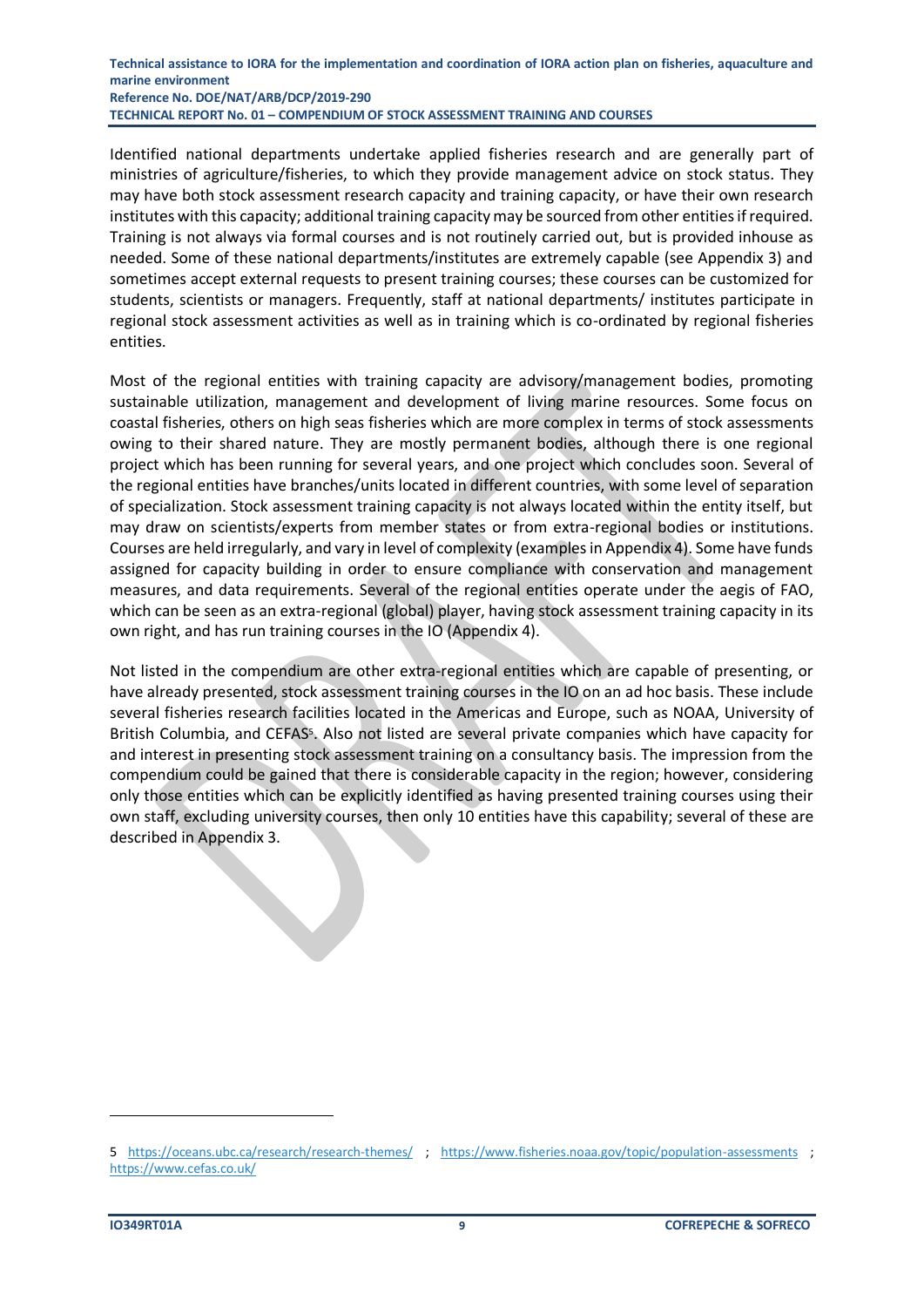Identified national departments undertake applied fisheries research and are generally part of ministries of agriculture/fisheries, to which they provide management advice on stock status. They may have both stock assessment research capacity and training capacity, or have their own research institutes with this capacity; additional training capacity may be sourced from other entities if required. Training is not always via formal courses and is not routinely carried out, but is provided inhouse as needed. Some of these national departments/institutes are extremely capable (see Appendix 3) and sometimes accept external requests to present training courses; these courses can be customized for students, scientists or managers. Frequently, staff at national departments/ institutes participate in regional stock assessment activities as well as in training which is co-ordinated by regional fisheries entities.

Most of the regional entities with training capacity are advisory/management bodies, promoting sustainable utilization, management and development of living marine resources. Some focus on coastal fisheries, others on high seas fisheries which are more complex in terms of stock assessments owing to their shared nature. They are mostly permanent bodies, although there is one regional project which has been running for several years, and one project which concludes soon. Several of the regional entities have branches/units located in different countries, with some level of separation of specialization. Stock assessment training capacity is not always located within the entity itself, but may draw on scientists/experts from member states or from extra-regional bodies or institutions. Courses are held irregularly, and vary in level of complexity (examples in Appendix 4). Some have funds assigned for capacity building in order to ensure compliance with conservation and management measures, and data requirements. Several of the regional entities operate under the aegis of FAO, which can be seen as an extra-regional (global) player, having stock assessment training capacity in its own right, and has run training courses in the IO (Appendix 4).

Not listed in the compendium are other extra-regional entities which are capable of presenting, or have already presented, stock assessment training courses in the IO on an ad hoc basis. These include several fisheries research facilities located in the Americas and Europe, such as NOAA, University of British Columbia, and CEFAS[5]. Also not listed are several private companies which have capacity for and interest in presenting stock assessment training on a consultancy basis. The impression from the compendium could be gained that there is considerable capacity in the region; however, considering only those entities which can be explicitly identified as having presented training courses using their own staff, excluding university courses, then only 10 entities have this capability; several of these are described in Appendix 3.

---

5 https://oceans.ubc.ca/research/research-themes/ ; https://www.fisheries.noaa.gov/topic/population-assessments ; https://www.cefas.co.uk/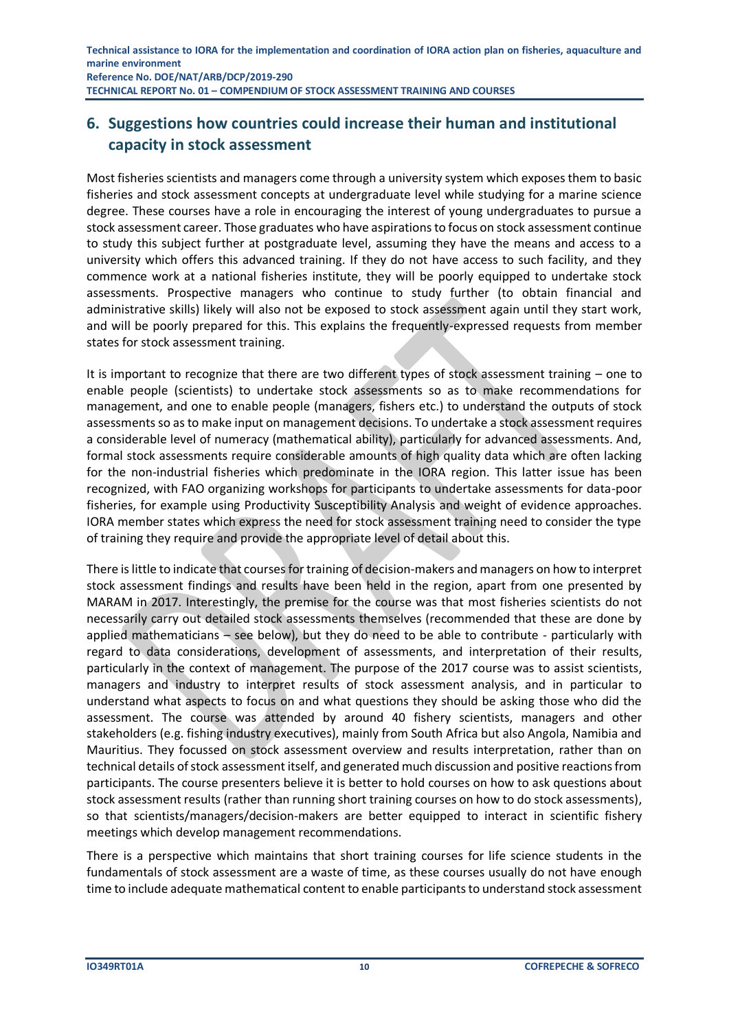## 6. Suggestions how countries could increase their human and institutional capacity in stock assessment

Most fisheries scientists and managers come through a university system which exposes them to basic fisheries and stock assessment concepts at undergraduate level while studying for a marine science degree. These courses have a role in encouraging the interest of young undergraduates to pursue a stock assessment career. Those graduates who have aspirations to focus on stock assessment continue to study this subject further at postgraduate level, assuming they have the means and access to a university which offers this advanced training. If they do not have access to such facility, and they commence work at a national fisheries institute, they will be poorly equipped to undertake stock assessments. Prospective managers who continue to study further (to obtain financial and administrative skills) likely will also not be exposed to stock assessment again until they start work, and will be poorly prepared for this. This explains the frequently-expressed requests from member states for stock assessment training.

It is important to recognize that there are two different types of stock assessment training – one to enable people (scientists) to undertake stock assessments so as to make recommendations for management, and one to enable people (managers, fishers etc.) to understand the outputs of stock assessments so as to make input on management decisions. To undertake a stock assessment requires a considerable level of numeracy (mathematical ability), particularly for advanced assessments. And, formal stock assessments require considerable amounts of high quality data which are often lacking for the non-industrial fisheries which predominate in the IORA region. This latter issue has been recognized, with FAO organizing workshops for participants to undertake assessments for data-poor fisheries, for example using Productivity Susceptibility Analysis and weight of evidence approaches. IORA member states which express the need for stock assessment training need to consider the type of training they require and provide the appropriate level of detail about this.

There is little to indicate that courses for training of decision-makers and managers on how to interpret stock assessment findings and results have been held in the region, apart from one presented by MARAM in 2017. Interestingly, the premise for the course was that most fisheries scientists do not necessarily carry out detailed stock assessments themselves (recommended that these are done by applied mathematicians – see below), but they do need to be able to contribute - particularly with regard to data considerations, development of assessments, and interpretation of their results, particularly in the context of management. The purpose of the 2017 course was to assist scientists, managers and industry to interpret results of stock assessment analysis, and in particular to understand what aspects to focus on and what questions they should be asking those who did the assessment. The course was attended by around 40 fishery scientists, managers and other stakeholders (e.g. fishing industry executives), mainly from South Africa but also Angola, Namibia and Mauritius. They focussed on stock assessment overview and results interpretation, rather than on technical details of stock assessment itself, and generated much discussion and positive reactions from participants. The course presenters believe it is better to hold courses on how to ask questions about stock assessment results (rather than running short training courses on how to do stock assessments), so that scientists/managers/decision-makers are better equipped to interact in scientific fishery meetings which develop management recommendations.

There is a perspective which maintains that short training courses for life science students in the fundamentals of stock assessment are a waste of time, as these courses usually do not have enough time to include adequate mathematical content to enable participants to understand stock assessment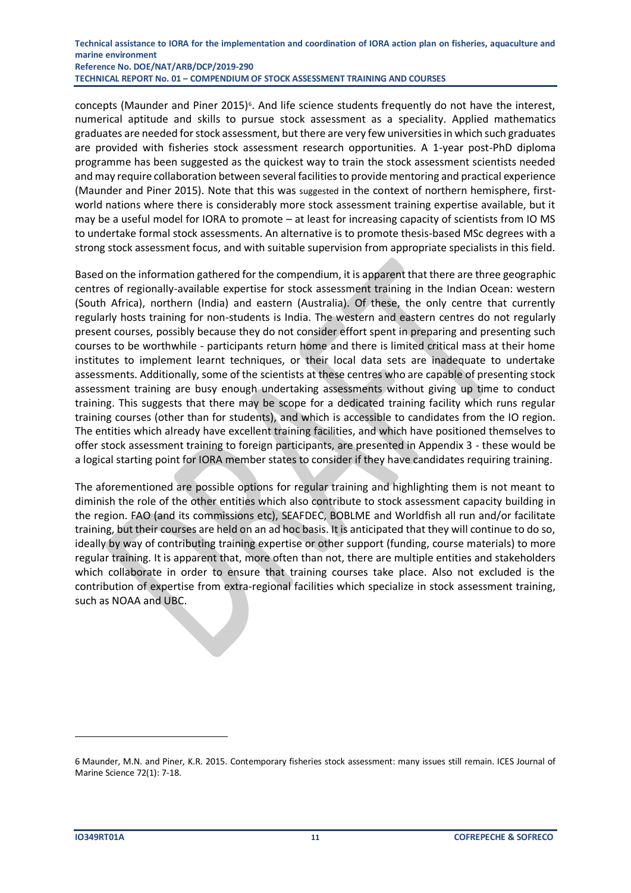concepts (Maunder and Piner 2015)[6]. And life science students frequently do not have the interest, numerical aptitude and skills to pursue stock assessment as a speciality. Applied mathematics graduates are needed for stock assessment, but there are very few universities in which such graduates are provided with fisheries stock assessment research opportunities. A 1-year post-PhD diploma programme has been suggested as the quickest way to train the stock assessment scientists needed and may require collaboration between several facilities to provide mentoring and practical experience (Maunder and Piner 2015). Note that this was suggested in the context of northern hemisphere, first-world nations where there is considerably more stock assessment training expertise available, but it may be a useful model for IORA to promote – at least for increasing capacity of scientists from IO MS to undertake formal stock assessments. An alternative is to promote thesis-based MSc degrees with a strong stock assessment focus, and with suitable supervision from appropriate specialists in this field.

Based on the information gathered for the compendium, it is apparent that there are three geographic centres of regionally-available expertise for stock assessment training in the Indian Ocean: western (South Africa), northern (India) and eastern (Australia). Of these, the only centre that currently regularly hosts training for non-students is India. The western and eastern centres do not regularly present courses, possibly because they do not consider effort spent in preparing and presenting such courses to be worthwhile - participants return home and there is limited critical mass at their home institutes to implement learnt techniques, or their local data sets are inadequate to undertake assessments. Additionally, some of the scientists at these centres who are capable of presenting stock assessment training are busy enough undertaking assessments without giving up time to conduct training. This suggests that there may be scope for a dedicated training facility which runs regular training courses (other than for students), and which is accessible to candidates from the IO region. The entities which already have excellent training facilities, and which have positioned themselves to offer stock assessment training to foreign participants, are presented in Appendix 3 - these would be a logical starting point for IORA member states to consider if they have candidates requiring training.

The aforementioned are possible options for regular training and highlighting them is not meant to diminish the role of the other entities which also contribute to stock assessment capacity building in the region. FAO (and its commissions etc), SEAFDEC, BOBLME and Worldfish all run and/or facilitate training, but their courses are held on an ad hoc basis. It is anticipated that they will continue to do so, ideally by way of contributing training expertise or other support (funding, course materials) to more regular training. It is apparent that, more often than not, there are multiple entities and stakeholders which collaborate in order to ensure that training courses take place. Also not excluded is the contribution of expertise from extra-regional facilities which specialize in stock assessment training, such as NOAA and UBC.

---

[6] Maunder, M.N. and Piner, K.R. 2015. Contemporary fisheries stock assessment: many issues still remain. ICES Journal of Marine Science 72(1): 7-18.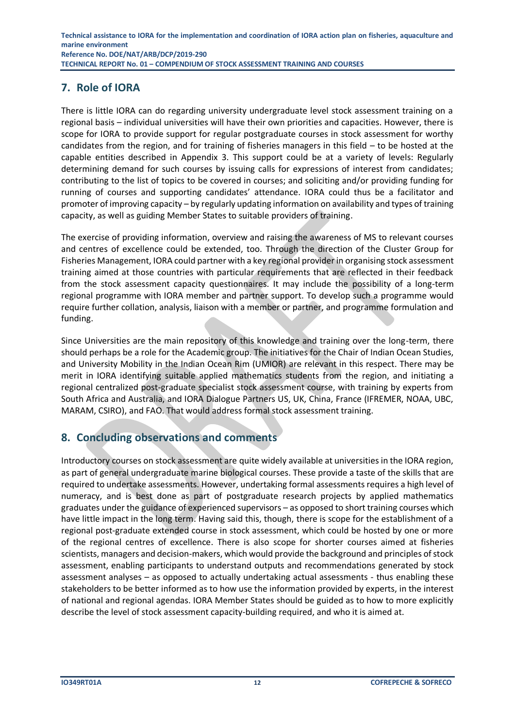## 7. Role of IORA

There is little IORA can do regarding university undergraduate level stock assessment training on a regional basis – individual universities will have their own priorities and capacities. However, there is scope for IORA to provide support for regular postgraduate courses in stock assessment for worthy candidates from the region, and for training of fisheries managers in this field – to be hosted at the capable entities described in Appendix 3. This support could be at a variety of levels: Regularly determining demand for such courses by issuing calls for expressions of interest from candidates; contributing to the list of topics to be covered in courses; and soliciting and/or providing funding for running of courses and supporting candidates' attendance. IORA could thus be a facilitator and promoter of improving capacity – by regularly updating information on availability and types of training capacity, as well as guiding Member States to suitable providers of training.

The exercise of providing information, overview and raising the awareness of MS to relevant courses and centres of excellence could be extended, too. Through the direction of the Cluster Group for Fisheries Management, IORA could partner with a key regional provider in organising stock assessment training aimed at those countries with particular requirements that are reflected in their feedback from the stock assessment capacity questionnaires. It may include the possibility of a long-term regional programme with IORA member and partner support. To develop such a programme would require further collation, analysis, liaison with a member or partner, and programme formulation and funding.

Since Universities are the main repository of this knowledge and training over the long-term, there should perhaps be a role for the Academic group. The initiatives for the Chair of Indian Ocean Studies, and University Mobility in the Indian Ocean Rim (UMIOR) are relevant in this respect. There may be merit in IORA identifying suitable applied mathematics students from the region, and initiating a regional centralized post-graduate specialist stock assessment course, with training by experts from South Africa and Australia, and IORA Dialogue Partners US, UK, China, France (IFREMER, NOAA, UBC, MARAM, CSIRO), and FAO. That would address formal stock assessment training.

## 8. Concluding observations and comments

Introductory courses on stock assessment are quite widely available at universities in the IORA region, as part of general undergraduate marine biological courses. These provide a taste of the skills that are required to undertake assessments. However, undertaking formal assessments requires a high level of numeracy, and is best done as part of postgraduate research projects by applied mathematics graduates under the guidance of experienced supervisors – as opposed to short training courses which have little impact in the long term. Having said this, though, there is scope for the establishment of a regional post-graduate extended course in stock assessment, which could be hosted by one or more of the regional centres of excellence. There is also scope for shorter courses aimed at fisheries scientists, managers and decision-makers, which would provide the background and principles of stock assessment, enabling participants to understand outputs and recommendations generated by stock assessment analyses – as opposed to actually undertaking actual assessments - thus enabling these stakeholders to be better informed as to how use the information provided by experts, in the interest of national and regional agendas. IORA Member States should be guided as to how to more explicitly describe the level of stock assessment capacity-building required, and who it is aimed at.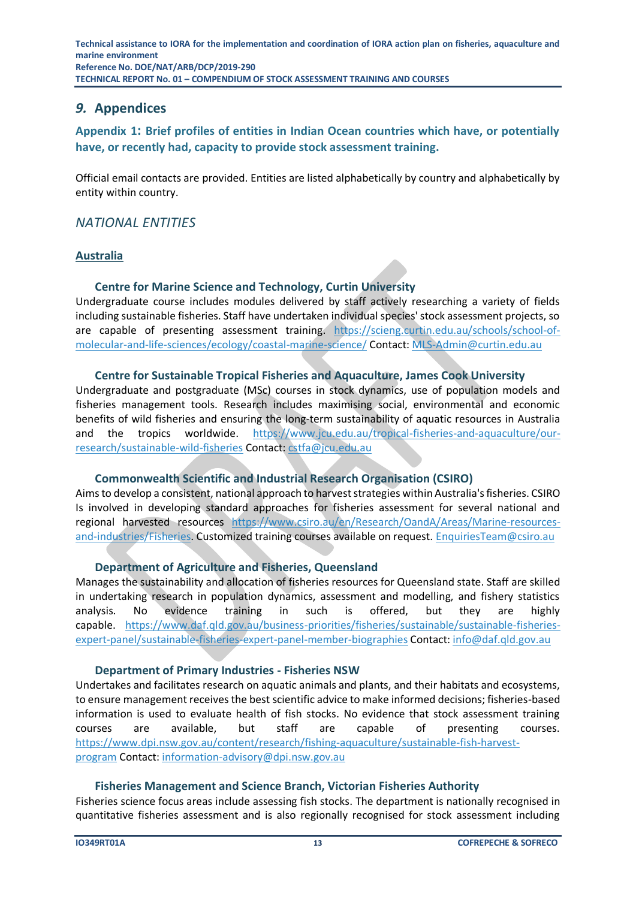# 9. Appendices

## Appendix 1: Brief profiles of entities in Indian Ocean countries which have, or potentially have, or recently had, capacity to provide stock assessment training.

Official email contacts are provided. Entities are listed alphabetically by country and alphabetically by entity within country.

### *NATIONAL ENTITIES*

#### Australia

**Centre for Marine Science and Technology, Curtin University**

Undergraduate course includes modules delivered by staff actively researching a variety of fields including sustainable fisheries. Staff have undertaken individual species' stock assessment projects, so are capable of presenting assessment training. https://scieng.curtin.edu.au/schools/school-of-molecular-and-life-sciences/ecology/coastal-marine-science/ Contact: MLS-Admin@curtin.edu.au

**Centre for Sustainable Tropical Fisheries and Aquaculture, James Cook University**

Undergraduate and postgraduate (MSc) courses in stock dynamics, use of population models and fisheries management tools. Research includes maximising social, environmental and economic benefits of wild fisheries and ensuring the long-term sustainability of aquatic resources in Australia and the tropics worldwide. https://www.jcu.edu.au/tropical-fisheries-and-aquaculture/our-research/sustainable-wild-fisheries Contact: cstfa@jcu.edu.au

**Commonwealth Scientific and Industrial Research Organisation (CSIRO)**

Aims to develop a consistent, national approach to harvest strategies within Australia's fisheries. CSIRO Is involved in developing standard approaches for fisheries assessment for several national and regional harvested resources https://www.csiro.au/en/Research/OandA/Areas/Marine-resources-and-industries/Fisheries. Customized training courses available on request. EnquiriesTeam@csiro.au

**Department of Agriculture and Fisheries, Queensland**

Manages the sustainability and allocation of fisheries resources for Queensland state. Staff are skilled in undertaking research in population dynamics, assessment and modelling, and fishery statistics analysis. No evidence training in such is offered, but they are highly capable. https://www.daf.qld.gov.au/business-priorities/fisheries/sustainable/sustainable-fisheries-expert-panel/sustainable-fisheries-expert-panel-member-biographies Contact: info@daf.qld.gov.au

**Department of Primary Industries - Fisheries NSW**

Undertakes and facilitates research on aquatic animals and plants, and their habitats and ecosystems, to ensure management receives the best scientific advice to make informed decisions; fisheries-based information is used to evaluate health of fish stocks. No evidence that stock assessment training courses are available, but staff are capable of presenting courses. https://www.dpi.nsw.gov.au/content/research/fishing-aquaculture/sustainable-fish-harvest-program Contact: information-advisory@dpi.nsw.gov.au

**Fisheries Management and Science Branch, Victorian Fisheries Authority**

Fisheries science focus areas include assessing fish stocks. The department is nationally recognised in quantitative fisheries assessment and is also regionally recognised for stock assessment including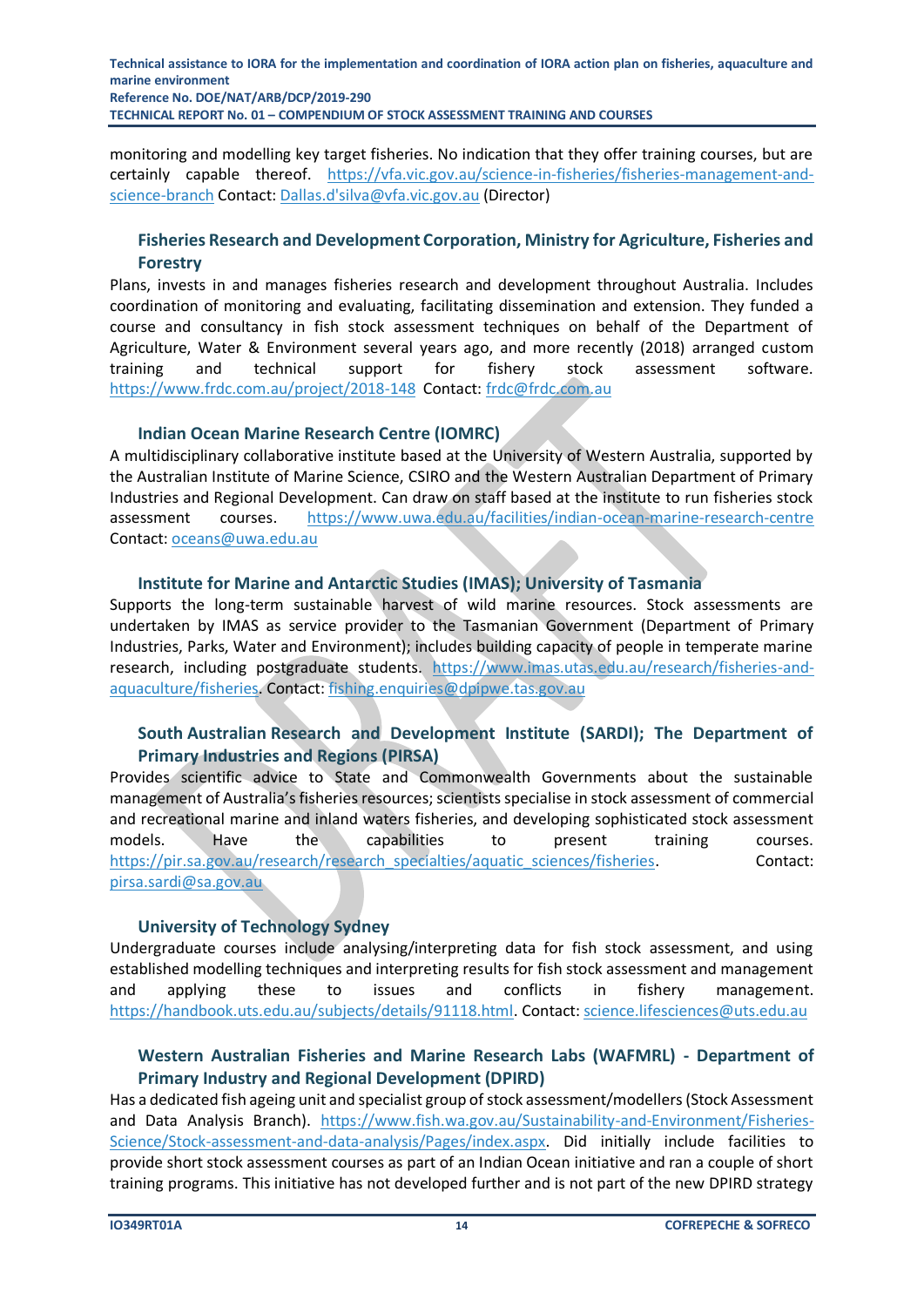monitoring and modelling key target fisheries. No indication that they offer training courses, but are certainly capable thereof. https://vfa.vic.gov.au/science-in-fisheries/fisheries-management-and-science-branch Contact: Dallas.d'silva@vfa.vic.gov.au (Director)

### Fisheries Research and Development Corporation, Ministry for Agriculture, Fisheries and Forestry

Plans, invests in and manages fisheries research and development throughout Australia. Includes coordination of monitoring and evaluating, facilitating dissemination and extension. They funded a course and consultancy in fish stock assessment techniques on behalf of the Department of Agriculture, Water & Environment several years ago, and more recently (2018) arranged custom training and technical support for fishery stock assessment software. https://www.frdc.com.au/project/2018-148 Contact: frdc@frdc.com.au

### Indian Ocean Marine Research Centre (IOMRC)

A multidisciplinary collaborative institute based at the University of Western Australia, supported by the Australian Institute of Marine Science, CSIRO and the Western Australian Department of Primary Industries and Regional Development. Can draw on staff based at the institute to run fisheries stock assessment courses. https://www.uwa.edu.au/facilities/indian-ocean-marine-research-centre Contact: oceans@uwa.edu.au

### Institute for Marine and Antarctic Studies (IMAS); University of Tasmania

Supports the long-term sustainable harvest of wild marine resources. Stock assessments are undertaken by IMAS as service provider to the Tasmanian Government (Department of Primary Industries, Parks, Water and Environment); includes building capacity of people in temperate marine research, including postgraduate students. https://www.imas.utas.edu.au/research/fisheries-and-aquaculture/fisheries. Contact: fishing.enquiries@dpipwe.tas.gov.au

### South Australian Research and Development Institute (SARDI); The Department of Primary Industries and Regions (PIRSA)

Provides scientific advice to State and Commonwealth Governments about the sustainable management of Australia's fisheries resources; scientists specialise in stock assessment of commercial and recreational marine and inland waters fisheries, and developing sophisticated stock assessment models. Have the capabilities to present training courses. https://pir.sa.gov.au/research/research_specialties/aquatic_sciences/fisheries. Contact: pirsa.sardi@sa.gov.au

### University of Technology Sydney

Undergraduate courses include analysing/interpreting data for fish stock assessment, and using established modelling techniques and interpreting results for fish stock assessment and management and applying these to issues and conflicts in fishery management. https://handbook.uts.edu.au/subjects/details/91118.html. Contact: science.lifesciences@uts.edu.au

### Western Australian Fisheries and Marine Research Labs (WAFMRL) - Department of Primary Industry and Regional Development (DPIRD)

Has a dedicated fish ageing unit and specialist group of stock assessment/modellers (Stock Assessment and Data Analysis Branch). https://www.fish.wa.gov.au/Sustainability-and-Environment/Fisheries-Science/Stock-assessment-and-data-analysis/Pages/index.aspx. Did initially include facilities to provide short stock assessment courses as part of an Indian Ocean initiative and ran a couple of short training programs. This initiative has not developed further and is not part of the new DPIRD strategy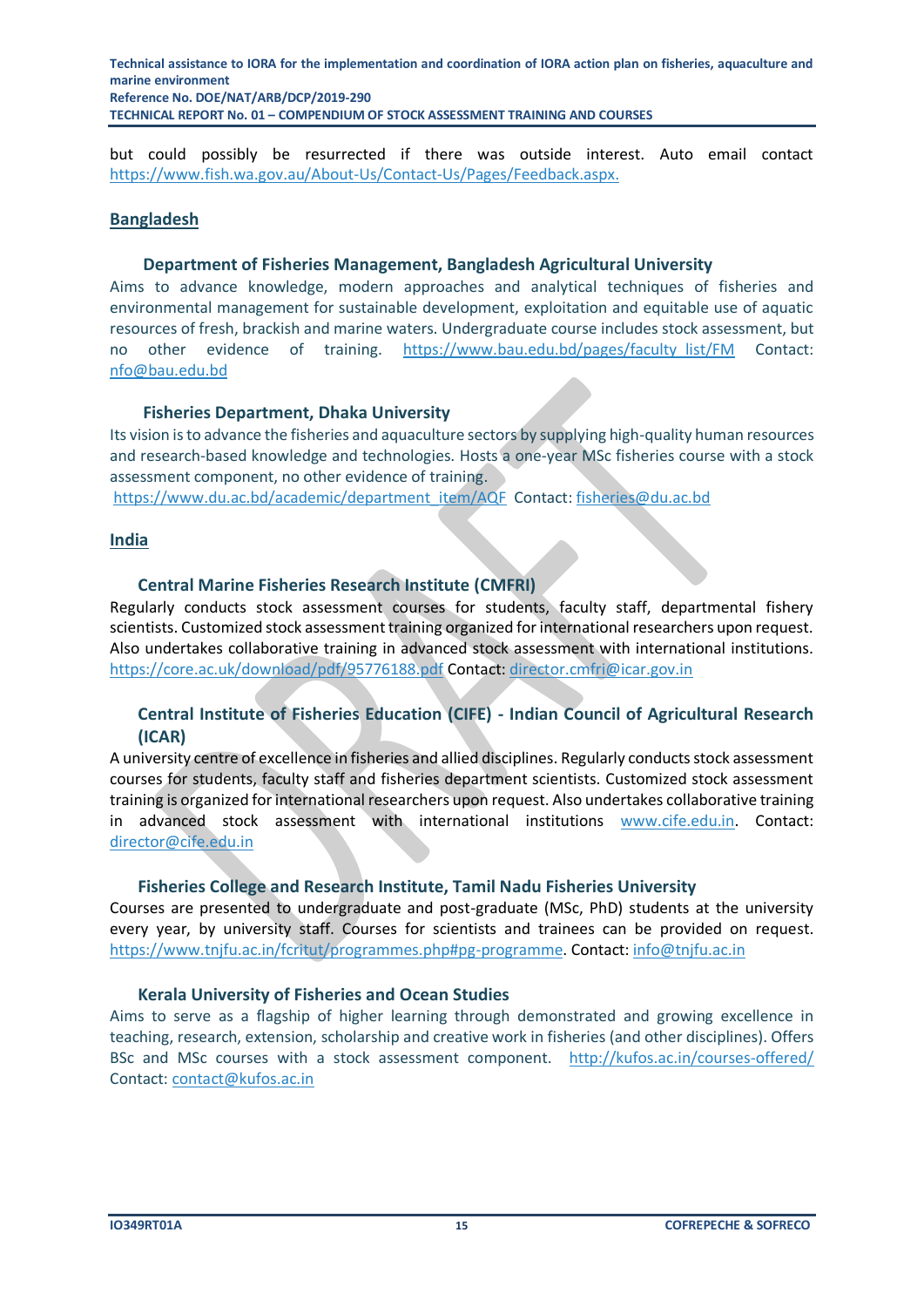but could possibly be resurrected if there was outside interest. Auto email contact https://www.fish.wa.gov.au/About-Us/Contact-Us/Pages/Feedback.aspx.

## Bangladesh

### Department of Fisheries Management, Bangladesh Agricultural University

Aims to advance knowledge, modern approaches and analytical techniques of fisheries and environmental management for sustainable development, exploitation and equitable use of aquatic resources of fresh, brackish and marine waters. Undergraduate course includes stock assessment, but no other evidence of training. https://www.bau.edu.bd/pages/faculty_list/FM Contact: nfo@bau.edu.bd

### Fisheries Department, Dhaka University

Its vision is to advance the fisheries and aquaculture sectors by supplying high-quality human resources and research-based knowledge and technologies. Hosts a one-year MSc fisheries course with a stock assessment component, no other evidence of training.
https://www.du.ac.bd/academic/department_item/AQF Contact: fisheries@du.ac.bd

## India

### Central Marine Fisheries Research Institute (CMFRI)

Regularly conducts stock assessment courses for students, faculty staff, departmental fishery scientists. Customized stock assessment training organized for international researchers upon request. Also undertakes collaborative training in advanced stock assessment with international institutions. https://core.ac.uk/download/pdf/95776188.pdf Contact: director.cmfri@icar.gov.in

### Central Institute of Fisheries Education (CIFE) - Indian Council of Agricultural Research (ICAR)

A university centre of excellence in fisheries and allied disciplines. Regularly conducts stock assessment courses for students, faculty staff and fisheries department scientists. Customized stock assessment training is organized for international researchers upon request. Also undertakes collaborative training in advanced stock assessment with international institutions www.cife.edu.in. Contact: director@cife.edu.in

### Fisheries College and Research Institute, Tamil Nadu Fisheries University

Courses are presented to undergraduate and post-graduate (MSc, PhD) students at the university every year, by university staff. Courses for scientists and trainees can be provided on request. https://www.tnjfu.ac.in/fcritut/programmes.php#pg-programme. Contact: info@tnjfu.ac.in

### Kerala University of Fisheries and Ocean Studies

Aims to serve as a flagship of higher learning through demonstrated and growing excellence in teaching, research, extension, scholarship and creative work in fisheries (and other disciplines). Offers BSc and MSc courses with a stock assessment component. http://kufos.ac.in/courses-offered/ Contact: contact@kufos.ac.in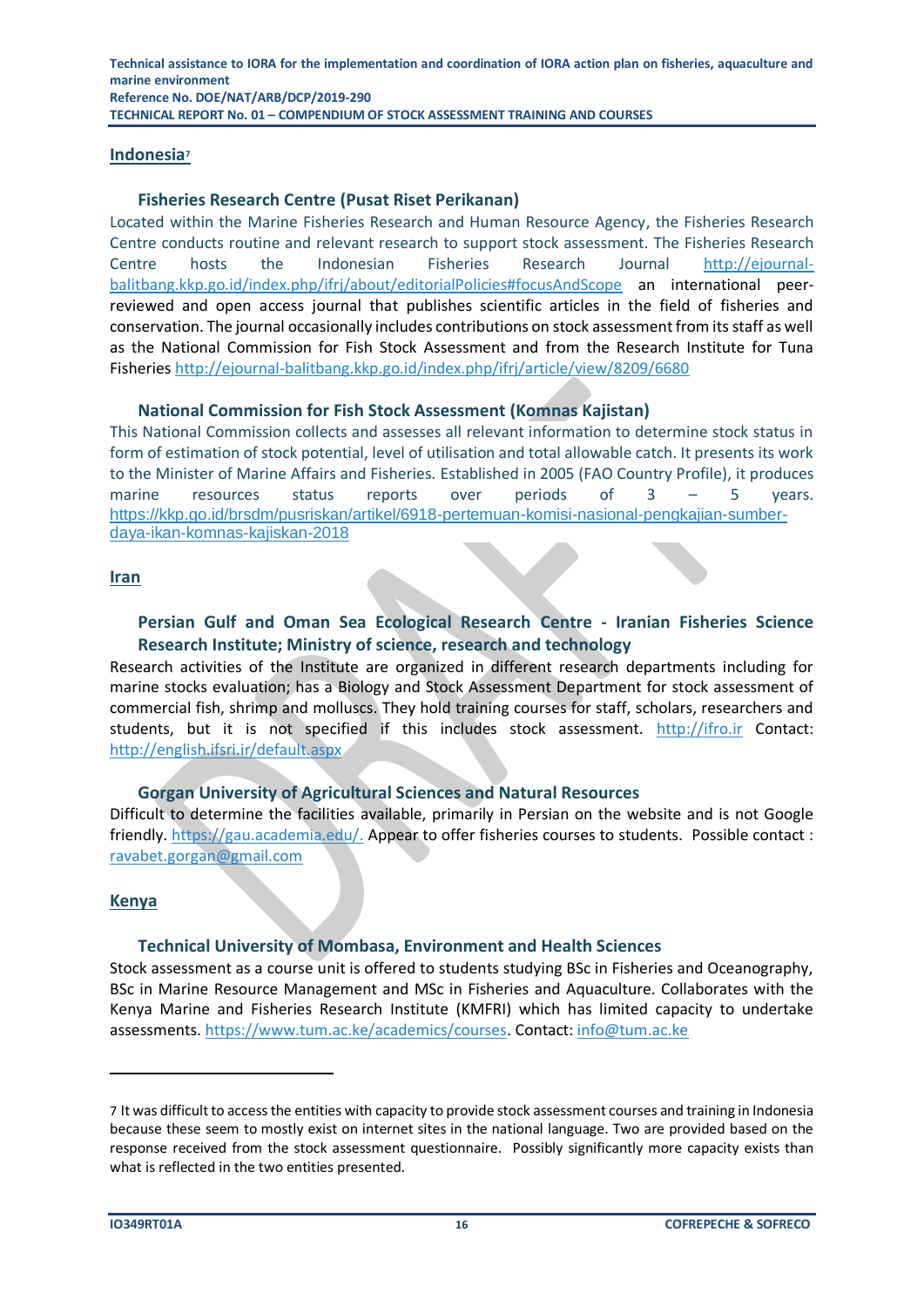## Indonesia[7]

### Fisheries Research Centre (Pusat Riset Perikanan)

Located within the Marine Fisheries Research and Human Resource Agency, the Fisheries Research Centre conducts routine and relevant research to support stock assessment. The Fisheries Research Centre hosts the Indonesian Fisheries Research Journal http://ejournal-balitbang.kkp.go.id/index.php/ifrj/about/editorialPolicies#focusAndScope an international peer-reviewed and open access journal that publishes scientific articles in the field of fisheries and conservation. The journal occasionally includes contributions on stock assessment from its staff as well as the National Commission for Fish Stock Assessment and from the Research Institute for Tuna Fisheries http://ejournal-balitbang.kkp.go.id/index.php/ifrj/article/view/8209/6680

### National Commission for Fish Stock Assessment (Komnas Kajistan)

This National Commission collects and assesses all relevant information to determine stock status in form of estimation of stock potential, level of utilisation and total allowable catch. It presents its work to the Minister of Marine Affairs and Fisheries. Established in 2005 (FAO Country Profile), it produces marine resources status reports over periods of 3 – 5 years. https://kkp.go.id/brsdm/pusriskan/artikel/6918-pertemuan-komisi-nasional-pengkajian-sumber-daya-ikan-komnas-kajiskan-2018

## Iran

### Persian Gulf and Oman Sea Ecological Research Centre - Iranian Fisheries Science Research Institute; Ministry of science, research and technology

Research activities of the Institute are organized in different research departments including for marine stocks evaluation; has a Biology and Stock Assessment Department for stock assessment of commercial fish, shrimp and molluscs. They hold training courses for staff, scholars, researchers and students, but it is not specified if this includes stock assessment. http://ifro.ir Contact: http://english.ifsri.ir/default.aspx

### Gorgan University of Agricultural Sciences and Natural Resources

Difficult to determine the facilities available, primarily in Persian on the website and is not Google friendly. https://gau.academia.edu/. Appear to offer fisheries courses to students. Possible contact : ravabet.gorgan@gmail.com

## Kenya

### Technical University of Mombasa, Environment and Health Sciences

Stock assessment as a course unit is offered to students studying BSc in Fisheries and Oceanography, BSc in Marine Resource Management and MSc in Fisheries and Aquaculture. Collaborates with the Kenya Marine and Fisheries Research Institute (KMFRI) which has limited capacity to undertake assessments. https://www.tum.ac.ke/academics/courses. Contact: info@tum.ac.ke

---

7 It was difficult to access the entities with capacity to provide stock assessment courses and training in Indonesia because these seem to mostly exist on internet sites in the national language. Two are provided based on the response received from the stock assessment questionnaire. Possibly significantly more capacity exists than what is reflected in the two entities presented.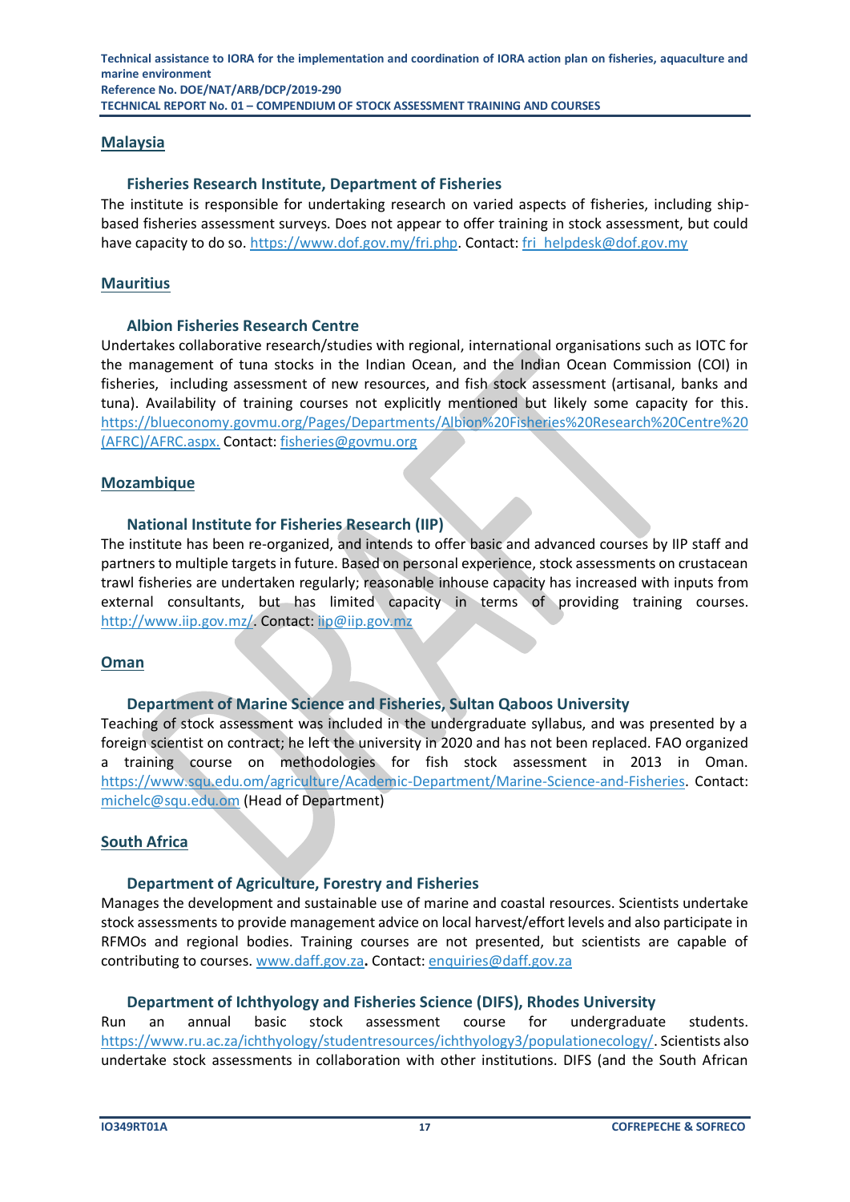## Malaysia

### Fisheries Research Institute, Department of Fisheries

The institute is responsible for undertaking research on varied aspects of fisheries, including ship-based fisheries assessment surveys. Does not appear to offer training in stock assessment, but could have capacity to do so. https://www.dof.gov.my/fri.php. Contact: fri_helpdesk@dof.gov.my

## Mauritius

### Albion Fisheries Research Centre

Undertakes collaborative research/studies with regional, international organisations such as IOTC for the management of tuna stocks in the Indian Ocean, and the Indian Ocean Commission (COI) in fisheries, including assessment of new resources, and fish stock assessment (artisanal, banks and tuna). Availability of training courses not explicitly mentioned but likely some capacity for this. https://blueconomy.govmu.org/Pages/Departments/Albion%20Fisheries%20Research%20Centre%20(AFRC)/AFRC.aspx. Contact: fisheries@govmu.org

## Mozambique

### National Institute for Fisheries Research (IIP)

The institute has been re-organized, and intends to offer basic and advanced courses by IIP staff and partners to multiple targets in future. Based on personal experience, stock assessments on crustacean trawl fisheries are undertaken regularly; reasonable inhouse capacity has increased with inputs from external consultants, but has limited capacity in terms of providing training courses. http://www.iip.gov.mz/. Contact: iip@iip.gov.mz

## Oman

### Department of Marine Science and Fisheries, Sultan Qaboos University

Teaching of stock assessment was included in the undergraduate syllabus, and was presented by a foreign scientist on contract; he left the university in 2020 and has not been replaced. FAO organized a training course on methodologies for fish stock assessment in 2013 in Oman. https://www.squ.edu.om/agriculture/Academic-Department/Marine-Science-and-Fisheries. Contact: michelc@squ.edu.om (Head of Department)

## South Africa

### Department of Agriculture, Forestry and Fisheries

Manages the development and sustainable use of marine and coastal resources. Scientists undertake stock assessments to provide management advice on local harvest/effort levels and also participate in RFMOs and regional bodies. Training courses are not presented, but scientists are capable of contributing to courses. www.daff.gov.za. Contact: enquiries@daff.gov.za

### Department of Ichthyology and Fisheries Science (DIFS), Rhodes University

Run an annual basic stock assessment course for undergraduate students. https://www.ru.ac.za/ichthyology/studentresources/ichthyology3/populationecology/. Scientists also undertake stock assessments in collaboration with other institutions. DIFS (and the South African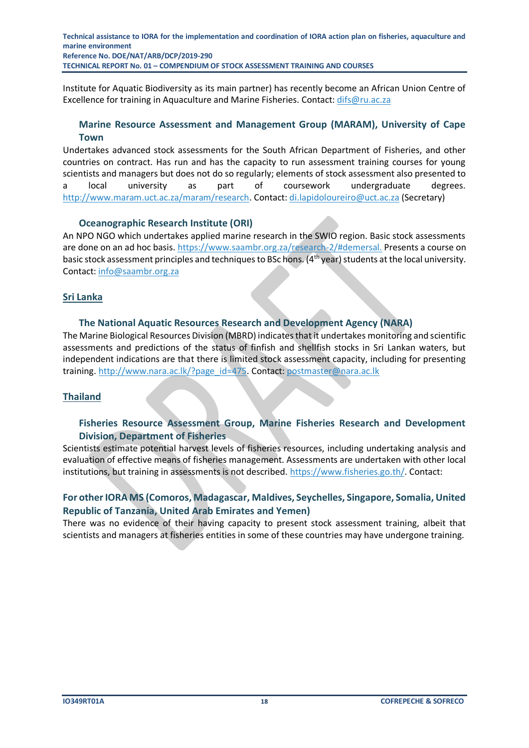Institute for Aquatic Biodiversity as its main partner) has recently become an African Union Centre of Excellence for training in Aquaculture and Marine Fisheries. Contact: difs@ru.ac.za

### Marine Resource Assessment and Management Group (MARAM), University of Cape Town

Undertakes advanced stock assessments for the South African Department of Fisheries, and other countries on contract. Has run and has the capacity to run assessment training courses for young scientists and managers but does not do so regularly; elements of stock assessment also presented to a local university as part of coursework undergraduate degrees. http://www.maram.uct.ac.za/maram/research. Contact: di.lapidoloureiro@uct.ac.za (Secretary)

### Oceanographic Research Institute (ORI)

An NPO NGO which undertakes applied marine research in the SWIO region. Basic stock assessments are done on an ad hoc basis. https://www.saambr.org.za/research-2/#demersal. Presents a course on basic stock assessment principles and techniques to BSc hons. (4th year) students at the local university. Contact: info@saambr.org.za

## Sri Lanka

### The National Aquatic Resources Research and Development Agency (NARA)

The Marine Biological Resources Division (MBRD) indicates that it undertakes monitoring and scientific assessments and predictions of the status of finfish and shellfish stocks in Sri Lankan waters, but independent indications are that there is limited stock assessment capacity, including for presenting training. http://www.nara.ac.lk/?page_id=475. Contact: postmaster@nara.ac.lk

## Thailand

### Fisheries Resource Assessment Group, Marine Fisheries Research and Development Division, Department of Fisheries

Scientists estimate potential harvest levels of fisheries resources, including undertaking analysis and evaluation of effective means of fisheries management. Assessments are undertaken with other local institutions, but training in assessments is not described. https://www.fisheries.go.th/. Contact:

## For other IORA MS (Comoros, Madagascar, Maldives, Seychelles, Singapore, Somalia, United Republic of Tanzania, United Arab Emirates and Yemen)

There was no evidence of their having capacity to present stock assessment training, albeit that scientists and managers at fisheries entities in some of these countries may have undergone training.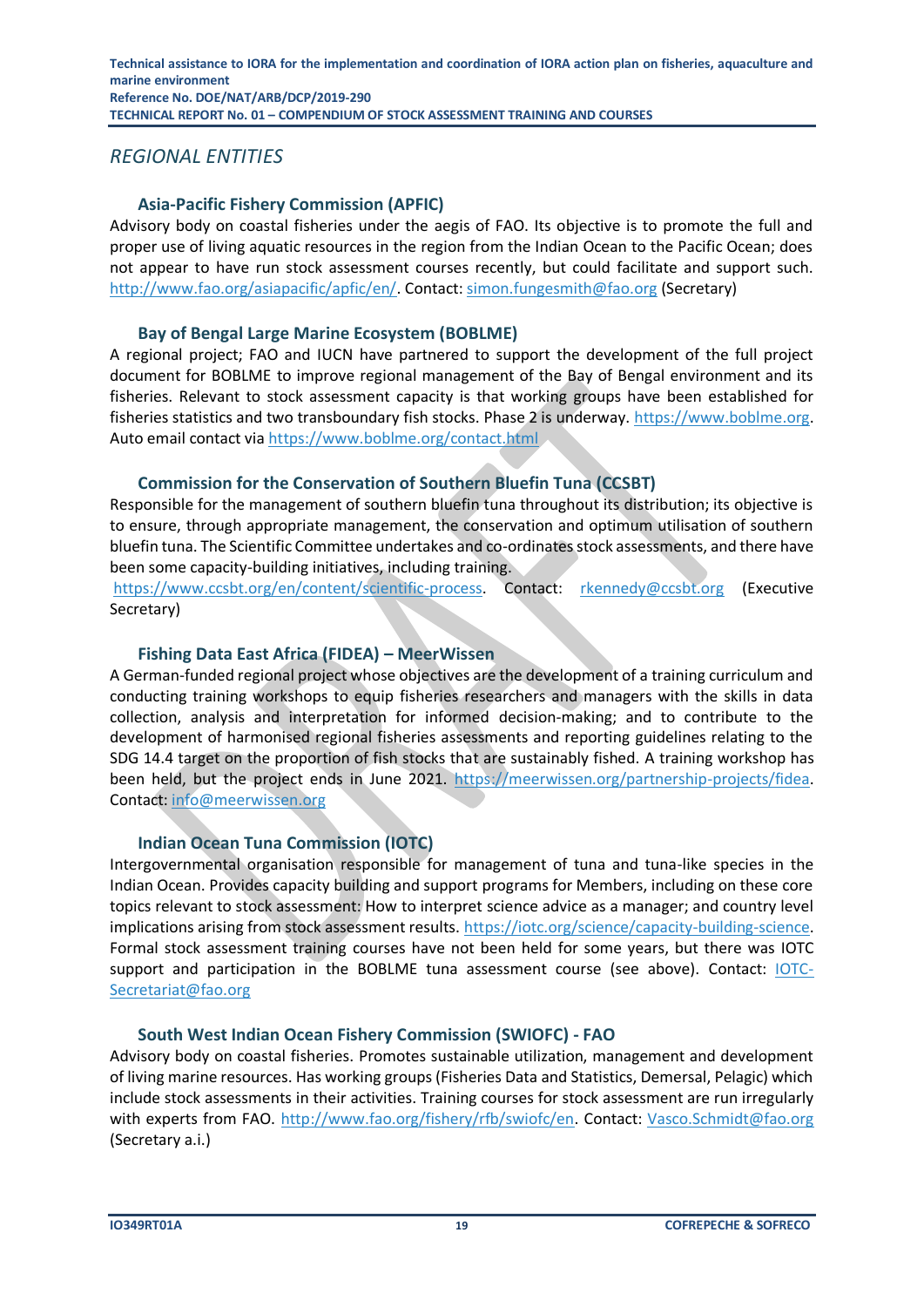## *REGIONAL ENTITIES*

### Asia-Pacific Fishery Commission (APFIC)

Advisory body on coastal fisheries under the aegis of FAO. Its objective is to promote the full and proper use of living aquatic resources in the region from the Indian Ocean to the Pacific Ocean; does not appear to have run stock assessment courses recently, but could facilitate and support such. http://www.fao.org/asiapacific/apfic/en/. Contact: simon.fungesmith@fao.org (Secretary)

### Bay of Bengal Large Marine Ecosystem (BOBLME)

A regional project; FAO and IUCN have partnered to support the development of the full project document for BOBLME to improve regional management of the Bay of Bengal environment and its fisheries. Relevant to stock assessment capacity is that working groups have been established for fisheries statistics and two transboundary fish stocks. Phase 2 is underway. https://www.boblme.org. Auto email contact via https://www.boblme.org/contact.html

### Commission for the Conservation of Southern Bluefin Tuna (CCSBT)

Responsible for the management of southern bluefin tuna throughout its distribution; its objective is to ensure, through appropriate management, the conservation and optimum utilisation of southern bluefin tuna. The Scientific Committee undertakes and co-ordinates stock assessments, and there have been some capacity-building initiatives, including training.
https://www.ccsbt.org/en/content/scientific-process. Contact: rkennedy@ccsbt.org (Executive Secretary)

### Fishing Data East Africa (FIDEA) – MeerWissen

A German-funded regional project whose objectives are the development of a training curriculum and conducting training workshops to equip fisheries researchers and managers with the skills in data collection, analysis and interpretation for informed decision-making; and to contribute to the development of harmonised regional fisheries assessments and reporting guidelines relating to the SDG 14.4 target on the proportion of fish stocks that are sustainably fished. A training workshop has been held, but the project ends in June 2021. https://meerwissen.org/partnership-projects/fidea. Contact: info@meerwissen.org

### Indian Ocean Tuna Commission (IOTC)

Intergovernmental organisation responsible for management of tuna and tuna-like species in the Indian Ocean. Provides capacity building and support programs for Members, including on these core topics relevant to stock assessment: How to interpret science advice as a manager; and country level implications arising from stock assessment results. https://iotc.org/science/capacity-building-science. Formal stock assessment training courses have not been held for some years, but there was IOTC support and participation in the BOBLME tuna assessment course (see above). Contact: IOTC-Secretariat@fao.org

### South West Indian Ocean Fishery Commission (SWIOFC) - FAO

Advisory body on coastal fisheries. Promotes sustainable utilization, management and development of living marine resources. Has working groups (Fisheries Data and Statistics, Demersal, Pelagic) which include stock assessments in their activities. Training courses for stock assessment are run irregularly with experts from FAO. http://www.fao.org/fishery/rfb/swiofc/en. Contact: Vasco.Schmidt@fao.org (Secretary a.i.)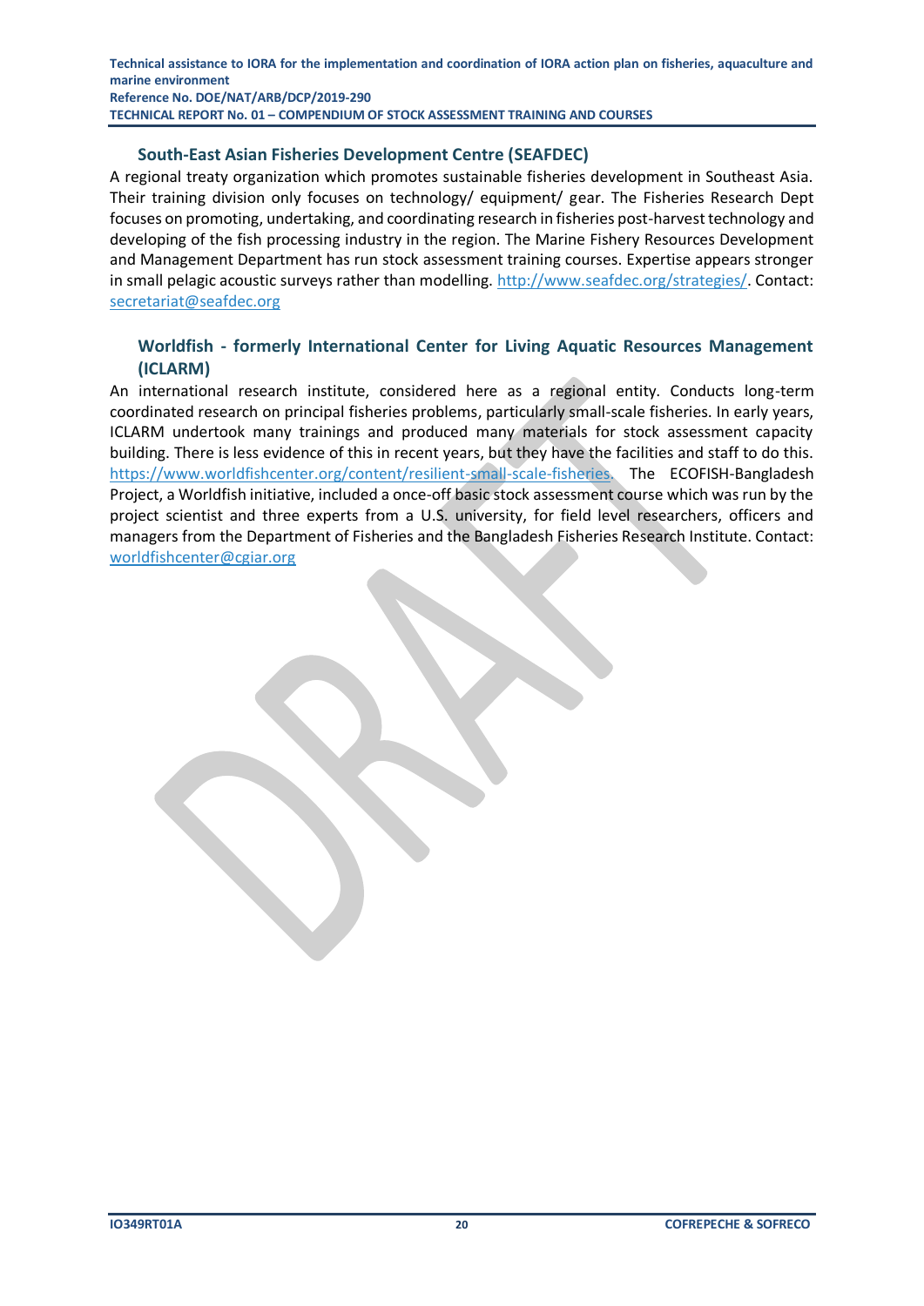### South-East Asian Fisheries Development Centre (SEAFDEC)

A regional treaty organization which promotes sustainable fisheries development in Southeast Asia. Their training division only focuses on technology/ equipment/ gear. The Fisheries Research Dept focuses on promoting, undertaking, and coordinating research in fisheries post-harvest technology and developing of the fish processing industry in the region. The Marine Fishery Resources Development and Management Department has run stock assessment training courses. Expertise appears stronger in small pelagic acoustic surveys rather than modelling. http://www.seafdec.org/strategies/. Contact: secretariat@seafdec.org

### Worldfish - formerly International Center for Living Aquatic Resources Management (ICLARM)

An international research institute, considered here as a regional entity. Conducts long-term coordinated research on principal fisheries problems, particularly small-scale fisheries. In early years, ICLARM undertook many trainings and produced many materials for stock assessment capacity building. There is less evidence of this in recent years, but they have the facilities and staff to do this. https://www.worldfishcenter.org/content/resilient-small-scale-fisheries. The ECOFISH-Bangladesh Project, a Worldfish initiative, included a once-off basic stock assessment course which was run by the project scientist and three experts from a U.S. university, for field level researchers, officers and managers from the Department of Fisheries and the Bangladesh Fisheries Research Institute. Contact: worldfishcenter@cgiar.org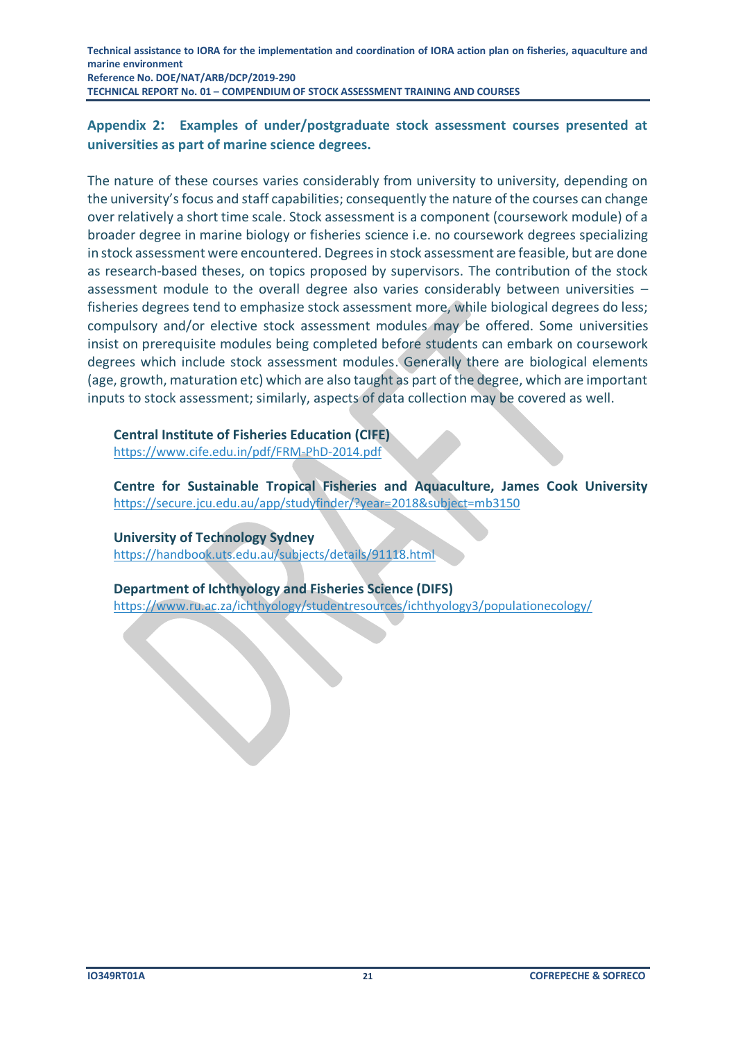## Appendix 2: Examples of under/postgraduate stock assessment courses presented at universities as part of marine science degrees.

The nature of these courses varies considerably from university to university, depending on the university's focus and staff capabilities; consequently the nature of the courses can change over relatively a short time scale. Stock assessment is a component (coursework module) of a broader degree in marine biology or fisheries science i.e. no coursework degrees specializing in stock assessment were encountered. Degrees in stock assessment are feasible, but are done as research-based theses, on topics proposed by supervisors. The contribution of the stock assessment module to the overall degree also varies considerably between universities – fisheries degrees tend to emphasize stock assessment more, while biological degrees do less; compulsory and/or elective stock assessment modules may be offered. Some universities insist on prerequisite modules being completed before students can embark on coursework degrees which include stock assessment modules. Generally there are biological elements (age, growth, maturation etc) which are also taught as part of the degree, which are important inputs to stock assessment; similarly, aspects of data collection may be covered as well.

**Central Institute of Fisheries Education (CIFE)**
https://www.cife.edu.in/pdf/FRM-PhD-2014.pdf

**Centre for Sustainable Tropical Fisheries and Aquaculture, James Cook University**
https://secure.jcu.edu.au/app/studyfinder/?year=2018&subject=mb3150

**University of Technology Sydney**
https://handbook.uts.edu.au/subjects/details/91118.html

**Department of Ichthyology and Fisheries Science (DIFS)**
https://www.ru.ac.za/ichthyology/studentresources/ichthyology3/populationecology/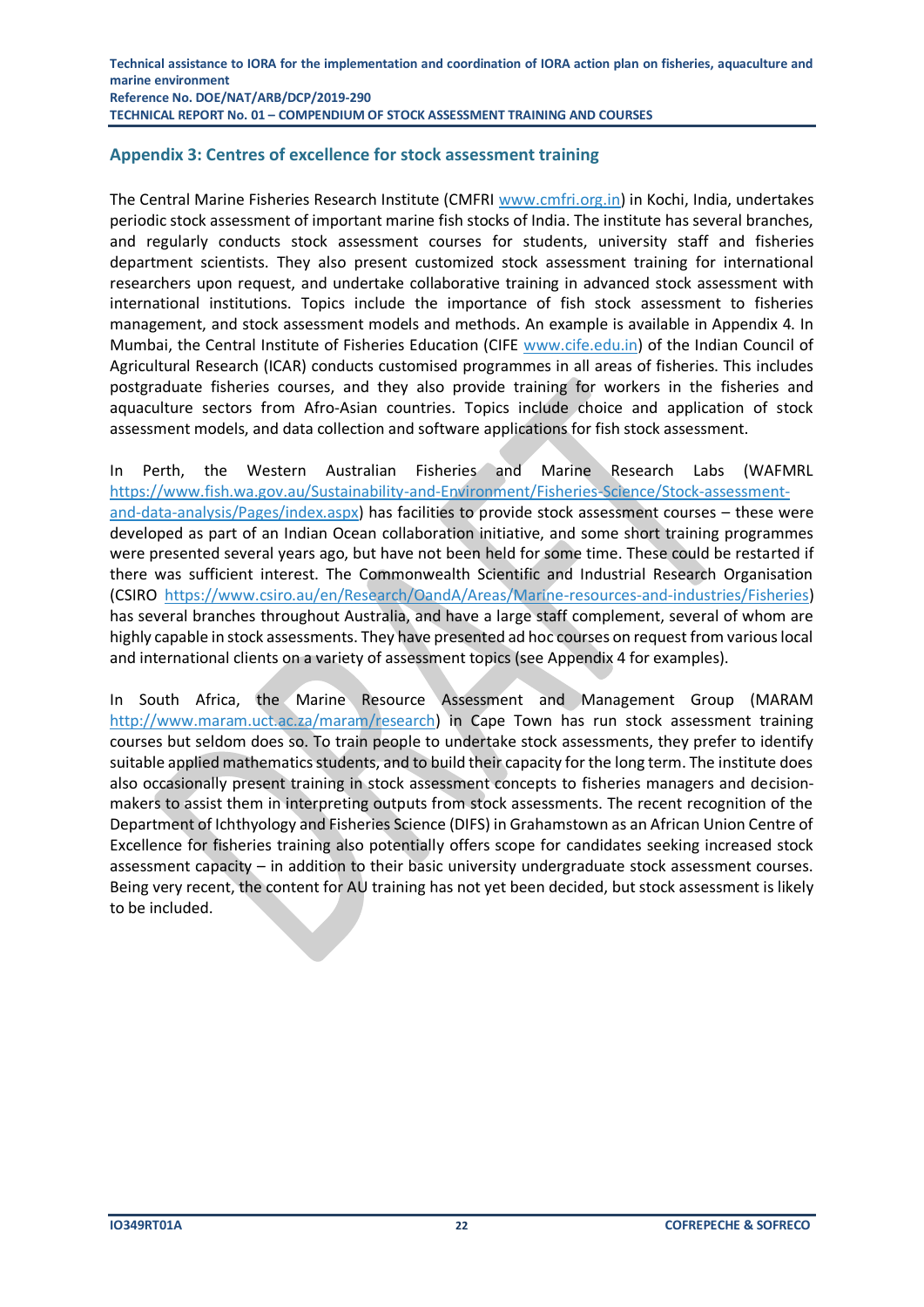## Appendix 3: Centres of excellence for stock assessment training

The Central Marine Fisheries Research Institute (CMFRI www.cmfri.org.in) in Kochi, India, undertakes periodic stock assessment of important marine fish stocks of India. The institute has several branches, and regularly conducts stock assessment courses for students, university staff and fisheries department scientists. They also present customized stock assessment training for international researchers upon request, and undertake collaborative training in advanced stock assessment with international institutions. Topics include the importance of fish stock assessment to fisheries management, and stock assessment models and methods. An example is available in Appendix 4. In Mumbai, the Central Institute of Fisheries Education (CIFE www.cife.edu.in) of the Indian Council of Agricultural Research (ICAR) conducts customised programmes in all areas of fisheries. This includes postgraduate fisheries courses, and they also provide training for workers in the fisheries and aquaculture sectors from Afro-Asian countries. Topics include choice and application of stock assessment models, and data collection and software applications for fish stock assessment.

In Perth, the Western Australian Fisheries and Marine Research Labs (WAFMRL https://www.fish.wa.gov.au/Sustainability-and-Environment/Fisheries-Science/Stock-assessment-and-data-analysis/Pages/index.aspx) has facilities to provide stock assessment courses – these were developed as part of an Indian Ocean collaboration initiative, and some short training programmes were presented several years ago, but have not been held for some time. These could be restarted if there was sufficient interest. The Commonwealth Scientific and Industrial Research Organisation (CSIRO https://www.csiro.au/en/Research/OandA/Areas/Marine-resources-and-industries/Fisheries) has several branches throughout Australia, and have a large staff complement, several of whom are highly capable in stock assessments. They have presented ad hoc courses on request from various local and international clients on a variety of assessment topics (see Appendix 4 for examples).

In South Africa, the Marine Resource Assessment and Management Group (MARAM http://www.maram.uct.ac.za/maram/research) in Cape Town has run stock assessment training courses but seldom does so. To train people to undertake stock assessments, they prefer to identify suitable applied mathematics students, and to build their capacity for the long term. The institute does also occasionally present training in stock assessment concepts to fisheries managers and decision-makers to assist them in interpreting outputs from stock assessments. The recent recognition of the Department of Ichthyology and Fisheries Science (DIFS) in Grahamstown as an African Union Centre of Excellence for fisheries training also potentially offers scope for candidates seeking increased stock assessment capacity – in addition to their basic university undergraduate stock assessment courses. Being very recent, the content for AU training has not yet been decided, but stock assessment is likely to be included.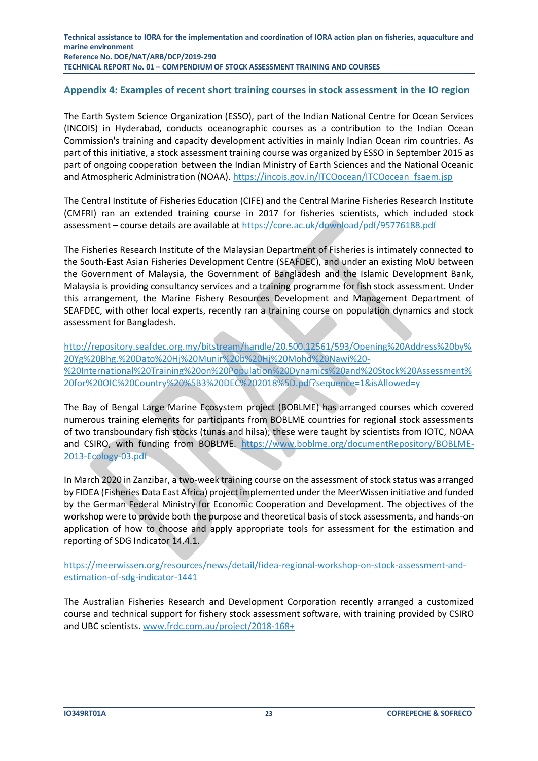## Appendix 4: Examples of recent short training courses in stock assessment in the IO region

The Earth System Science Organization (ESSO), part of the Indian National Centre for Ocean Services (INCOIS) in Hyderabad, conducts oceanographic courses as a contribution to the Indian Ocean Commission's training and capacity development activities in mainly Indian Ocean rim countries. As part of this initiative, a stock assessment training course was organized by ESSO in September 2015 as part of ongoing cooperation between the Indian Ministry of Earth Sciences and the National Oceanic and Atmospheric Administration (NOAA). https://incois.gov.in/ITCOocean/ITCOocean_fsaem.jsp

The Central Institute of Fisheries Education (CIFE) and the Central Marine Fisheries Research Institute (CMFRI) ran an extended training course in 2017 for fisheries scientists, which included stock assessment – course details are available at https://core.ac.uk/download/pdf/95776188.pdf

The Fisheries Research Institute of the Malaysian Department of Fisheries is intimately connected to the South-East Asian Fisheries Development Centre (SEAFDEC), and under an existing MoU between the Government of Malaysia, the Government of Bangladesh and the Islamic Development Bank, Malaysia is providing consultancy services and a training programme for fish stock assessment. Under this arrangement, the Marine Fishery Resources Development and Management Department of SEAFDEC, with other local experts, recently ran a training course on population dynamics and stock assessment for Bangladesh.

http://repository.seafdec.org.my/bitstream/handle/20.500.12561/593/Opening%20Address%20by%20Yg%20Bhg.%20Dato%20Hj%20Munir%20b%20Hj%20Mohd%20Nawi%20-%20International%20Training%20on%20Population%20Dynamics%20and%20Stock%20Assessment%20for%20OIC%20Country%20%5B3%20DEC%202018%5D.pdf?sequence=1&isAllowed=y

The Bay of Bengal Large Marine Ecosystem project (BOBLME) has arranged courses which covered numerous training elements for participants from BOBLME countries for regional stock assessments of two transboundary fish stocks (tunas and hilsa); these were taught by scientists from IOTC, NOAA and CSIRO, with funding from BOBLME. https://www.boblme.org/documentRepository/BOBLME-2013-Ecology-03.pdf

In March 2020 in Zanzibar, a two-week training course on the assessment of stock status was arranged by FIDEA (Fisheries Data East Africa) project implemented under the MeerWissen initiative and funded by the German Federal Ministry for Economic Cooperation and Development. The objectives of the workshop were to provide both the purpose and theoretical basis of stock assessments, and hands-on application of how to choose and apply appropriate tools for assessment for the estimation and reporting of SDG Indicator 14.4.1.

https://meerwissen.org/resources/news/detail/fidea-regional-workshop-on-stock-assessment-and-estimation-of-sdg-indicator-1441

The Australian Fisheries Research and Development Corporation recently arranged a customized course and technical support for fishery stock assessment software, with training provided by CSIRO and UBC scientists. www.frdc.com.au/project/2018-168+